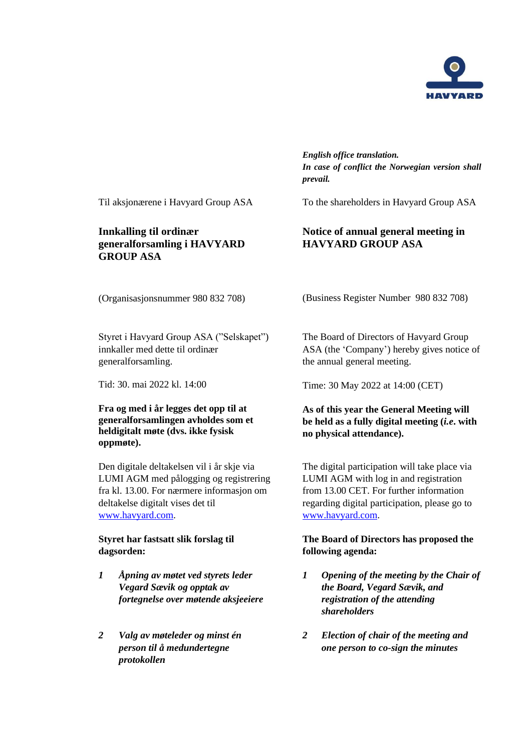HAVYARD

*English office translation.*
*In case of conflict the Norwegian version shall prevail.*

Til aksjonærene i Havyard Group ASA

## Innkalling til ordinær generalforsamling i HAVYARD GROUP ASA

(Organisasjonsnummer 980 832 708)

Styret i Havyard Group ASA ("Selskapet") innkaller med dette til ordinær generalforsamling.

Tid: 30. mai 2022 kl. 14:00

**Fra og med i år legges det opp til at generalforsamlingen avholdes som et heldigitalt møte (dvs. ikke fysisk oppmøte).**

Den digitale deltakelsen vil i år skje via LUMI AGM med pålogging og registrering fra kl. 13.00. For nærmere informasjon om deltakelse digitalt vises det til www.havyard.com.

**Styret har fastsatt slik forslag til dagsorden:**

1. ***Åpning av møtet ved styrets leder Vegard Sævik og opptak av fortegnelse over møtende aksjeeiere***

2. ***Valg av møteleder og minst én person til å medundertegne protokollen***

To the shareholders in Havyard Group ASA

## Notice of annual general meeting in HAVYARD GROUP ASA

(Business Register Number 980 832 708)

The Board of Directors of Havyard Group ASA (the 'Company') hereby gives notice of the annual general meeting.

Time: 30 May 2022 at 14:00 (CET)

**As of this year the General Meeting will be held as a fully digital meeting (*i.e.* with no physical attendance).**

The digital participation will take place via LUMI AGM with log in and registration from 13.00 CET. For further information regarding digital participation, please go to www.havyard.com.

**The Board of Directors has proposed the following agenda:**

1. ***Opening of the meeting by the Chair of the Board, Vegard Sævik, and registration of the attending shareholders***

2. ***Election of chair of the meeting and one person to co-sign the minutes***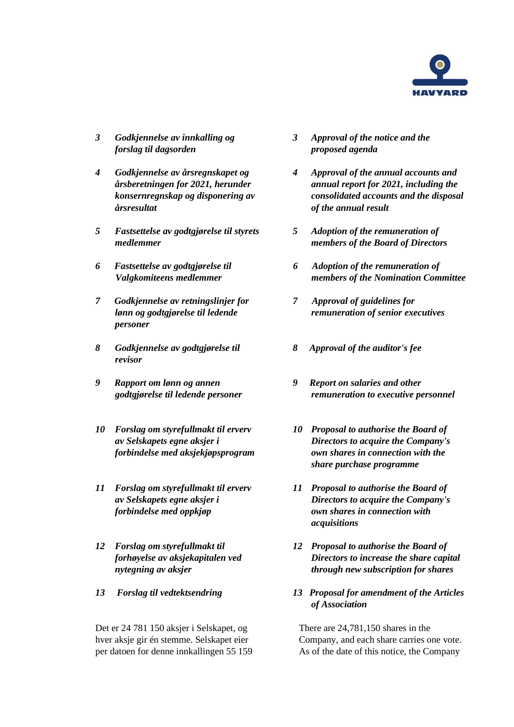*3 Godkjennelse av innkalling og forslag til dagsorden*

*4 Godkjennelse av årsregnskapet og årsberetningen for 2021, herunder konsernregnskap og disponering av årsresultat*

*5 Fastsettelse av godtgjørelse til styrets medlemmer*

*6 Fastsettelse av godtgjørelse til Valgkomiteens medlemmer*

*7 Godkjennelse av retningslinjer for lønn og godtgjørelse til ledende personer*

*8 Godkjennelse av godtgjørelse til revisor*

*9 Rapport om lønn og annen godtgjørelse til ledende personer*

*10 Forslag om styrefullmakt til erverv av Selskapets egne aksjer i forbindelse med aksjekjøpsprogram*

*11 Forslag om styrefullmakt til erverv av Selskapets egne aksjer i forbindelse med oppkjøp*

*12 Forslag om styrefullmakt til forhøyelse av aksjekapitalen ved nytegning av aksjer*

*13 Forslag til vedtektsendring*

Det er 24 781 150 aksjer i Selskapet, og hver aksje gir én stemme. Selskapet eier per datoen for denne innkallingen 55 159

*3 Approval of the notice and the proposed agenda*

*4 Approval of the annual accounts and annual report for 2021, including the consolidated accounts and the disposal of the annual result*

*5 Adoption of the remuneration of members of the Board of Directors*

*6 Adoption of the remuneration of members of the Nomination Committee*

*7 Approval of guidelines for remuneration of senior executives*

*8 Approval of the auditor's fee*

*9 Report on salaries and other remuneration to executive personnel*

*10 Proposal to authorise the Board of Directors to acquire the Company's own shares in connection with the share purchase programme*

*11 Proposal to authorise the Board of Directors to acquire the Company's own shares in connection with acquisitions*

*12 Proposal to authorise the Board of Directors to increase the share capital through new subscription for shares*

*13 Proposal for amendment of the Articles of Association*

There are 24,781,150 shares in the Company, and each share carries one vote. As of the date of this notice, the Company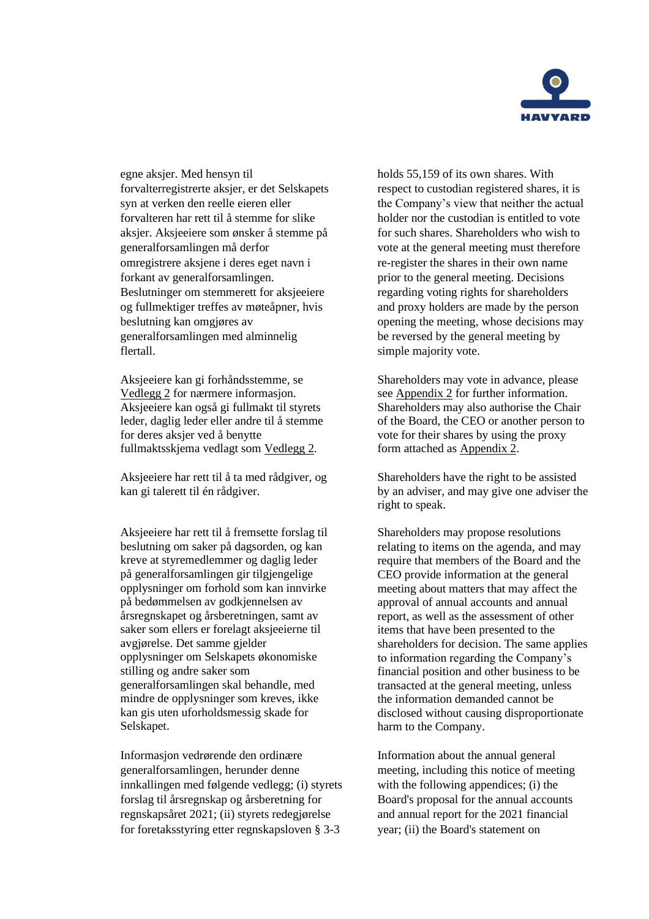egne aksjer. Med hensyn til forvalterregistrerte aksjer, er det Selskapets syn at verken den reelle eieren eller forvalteren har rett til å stemme for slike aksjer. Aksjeeiere som ønsker å stemme på generalforsamlingen må derfor omregistrere aksjene i deres eget navn i forkant av generalforsamlingen. Beslutninger om stemmerett for aksjeeiere og fullmektiger treffes av møteåpner, hvis beslutning kan omgjøres av generalforsamlingen med alminnelig flertall.

Aksjeeiere kan gi forhåndsstemme, se Vedlegg 2 for nærmere informasjon. Aksjeeiere kan også gi fullmakt til styrets leder, daglig leder eller andre til å stemme for deres aksjer ved å benytte fullmaktsskjema vedlagt som Vedlegg 2.

Aksjeeiere har rett til å ta med rådgiver, og kan gi talerett til én rådgiver.

Aksjeeiere har rett til å fremsette forslag til beslutning om saker på dagsorden, og kan kreve at styremedlemmer og daglig leder på generalforsamlingen gir tilgjengelige opplysninger om forhold som kan innvirke på bedømmelsen av godkjennelsen av årsregnskapet og årsberetningen, samt av saker som ellers er forelagt aksjeeierne til avgjørelse. Det samme gjelder opplysninger om Selskapets økonomiske stilling og andre saker som generalforsamlingen skal behandle, med mindre de opplysninger som kreves, ikke kan gis uten uforholdsmessig skade for Selskapet.

Informasjon vedrørende den ordinære generalforsamlingen, herunder denne innkallingen med følgende vedlegg; (i) styrets forslag til årsregnskap og årsberetning for regnskapsåret 2021; (ii) styrets redegjørelse for foretaksstyring etter regnskapsloven § 3-3

holds 55,159 of its own shares. With respect to custodian registered shares, it is the Company's view that neither the actual holder nor the custodian is entitled to vote for such shares. Shareholders who wish to vote at the general meeting must therefore re-register the shares in their own name prior to the general meeting. Decisions regarding voting rights for shareholders and proxy holders are made by the person opening the meeting, whose decisions may be reversed by the general meeting by simple majority vote.

Shareholders may vote in advance, please see Appendix 2 for further information. Shareholders may also authorise the Chair of the Board, the CEO or another person to vote for their shares by using the proxy form attached as Appendix 2.

Shareholders have the right to be assisted by an adviser, and may give one adviser the right to speak.

Shareholders may propose resolutions relating to items on the agenda, and may require that members of the Board and the CEO provide information at the general meeting about matters that may affect the approval of annual accounts and annual report, as well as the assessment of other items that have been presented to the shareholders for decision. The same applies to information regarding the Company's financial position and other business to be transacted at the general meeting, unless the information demanded cannot be disclosed without causing disproportionate harm to the Company.

Information about the annual general meeting, including this notice of meeting with the following appendices; (i) the Board's proposal for the annual accounts and annual report for the 2021 financial year; (ii) the Board's statement on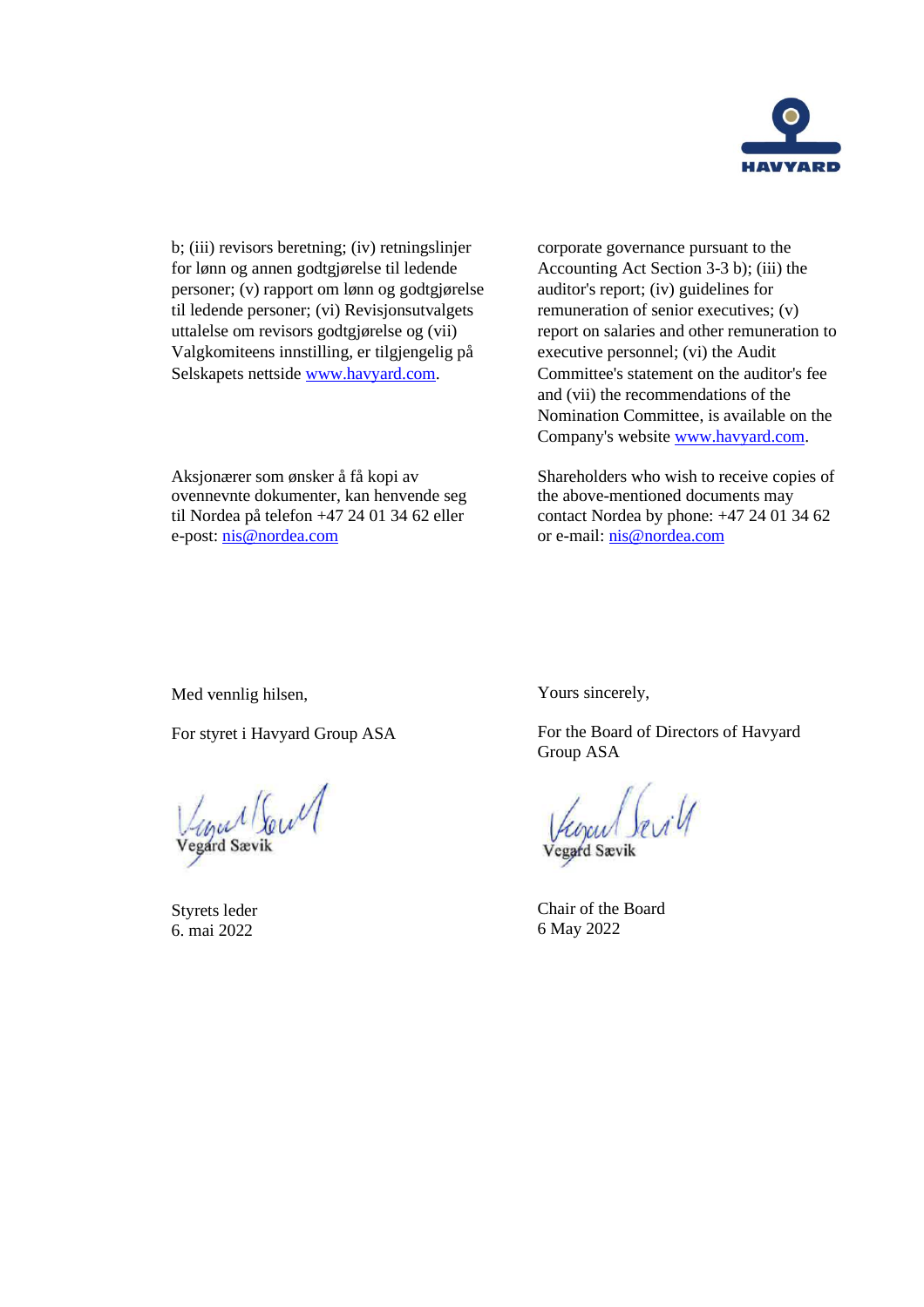b; (iii) revisors beretning; (iv) retningslinjer for lønn og annen godtgjørelse til ledende personer; (v) rapport om lønn og godtgjørelse til ledende personer; (vi) Revisjonsutvalgets uttalelse om revisors godtgjørelse og (vii) Valgkomiteens innstilling, er tilgjengelig på Selskapets nettside www.havyard.com.

corporate governance pursuant to the Accounting Act Section 3-3 b); (iii) the auditor's report; (iv) guidelines for remuneration of senior executives; (v) report on salaries and other remuneration to executive personnel; (vi) the Audit Committee's statement on the auditor's fee and (vii) the recommendations of the Nomination Committee, is available on the Company's website www.havyard.com.

Aksjonærer som ønsker å få kopi av ovennevnte dokumenter, kan henvende seg til Nordea på telefon +47 24 01 34 62 eller e-post: nis@nordea.com

Shareholders who wish to receive copies of the above-mentioned documents may contact Nordea by phone: +47 24 01 34 62 or e-mail: nis@nordea.com

Med vennlig hilsen,

For styret i Havyard Group ASA

Vegård Sævik

Styrets leder
6. mai 2022

Yours sincerely,

For the Board of Directors of Havyard Group ASA

Vegard Sævik

Chair of the Board
6 May 2022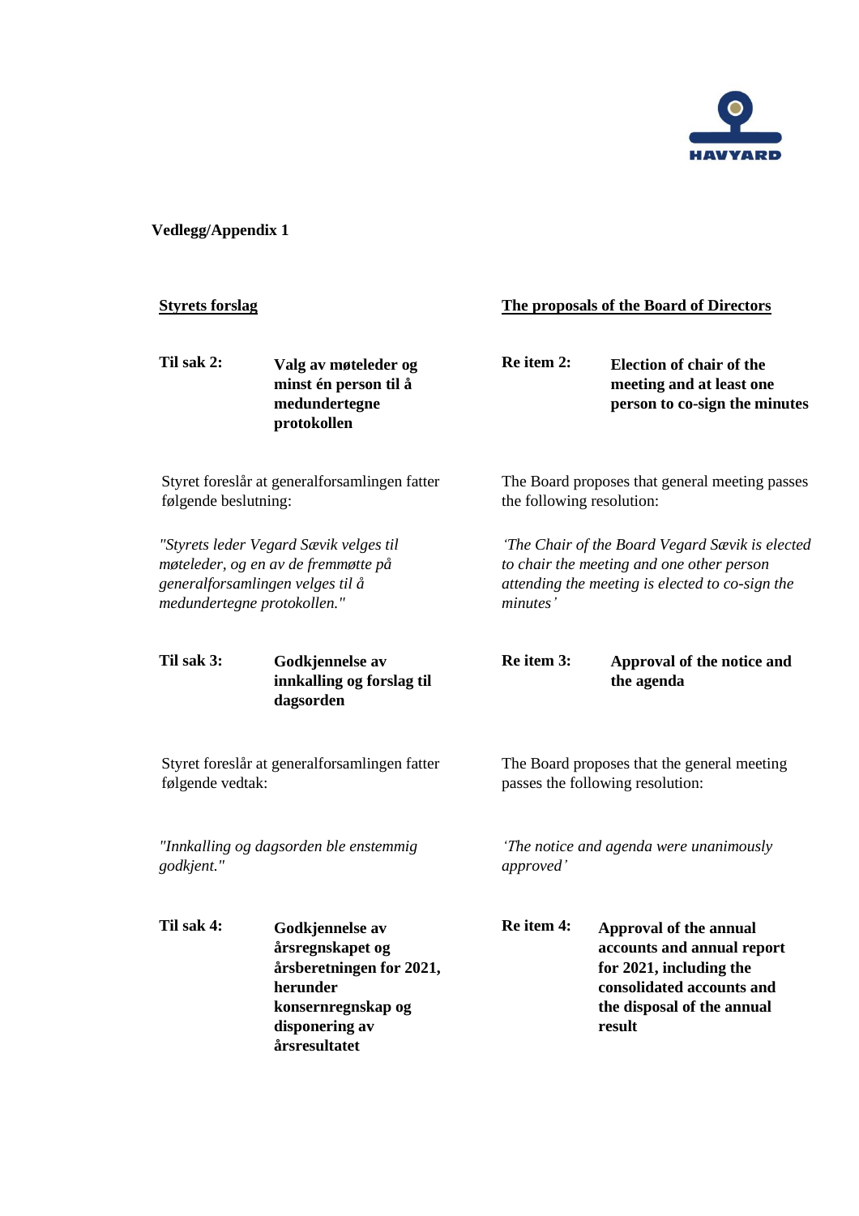**Vedlegg/Appendix 1**

| **Styrets forslag** | **The proposals of the Board of Directors** |
|---|---|
| **Til sak 2: Valg av møteleder og minst én person til å medundertegne protokollen** | **Re item 2: Election of chair of the meeting and at least one person to co-sign the minutes** |
| Styret foreslår at generalforsamlingen fatter følgende beslutning: | The Board proposes that general meeting passes the following resolution: |
| *"Styrets leder Vegard Sævik velges til møteleder, og en av de fremmøtte på generalforsamlingen velges til å medundertegne protokollen."* | *'The Chair of the Board Vegard Sævik is elected to chair the meeting and one other person attending the meeting is elected to co-sign the minutes'* |
| **Til sak 3: Godkjennelse av innkalling og forslag til dagsorden** | **Re item 3: Approval of the notice and the agenda** |
| Styret foreslår at generalforsamlingen fatter følgende vedtak: | The Board proposes that the general meeting passes the following resolution: |
| *"Innkalling og dagsorden ble enstemmig godkjent."* | *'The notice and agenda were unanimously approved'* |
| **Til sak 4: Godkjennelse av årsregnskapet og årsberetningen for 2021, herunder konsernregnskap og disponering av årsresultatet** | **Re item 4: Approval of the annual accounts and annual report for 2021, including the consolidated accounts and the disposal of the annual result** |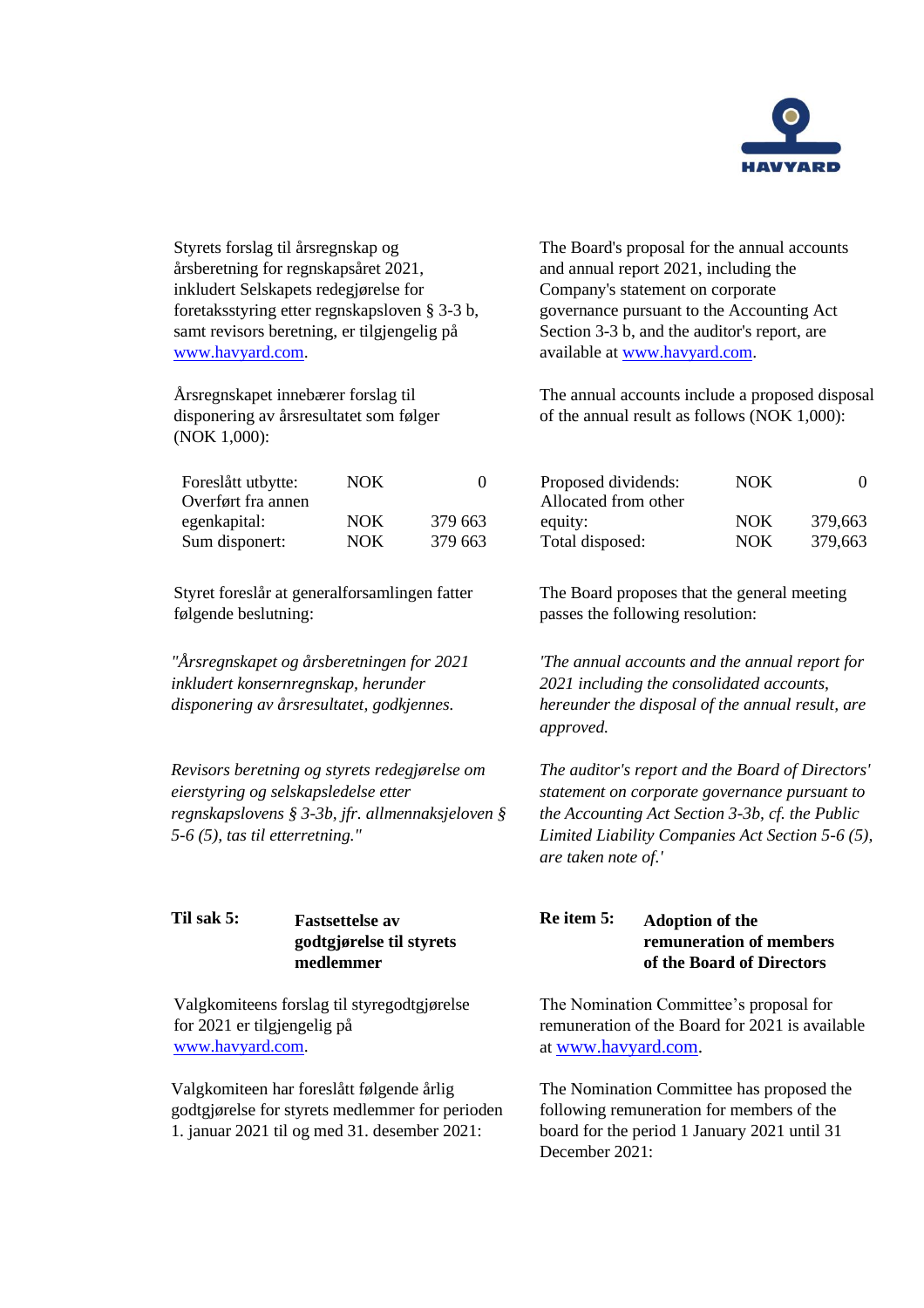Styrets forslag til årsregnskap og årsberetning for regnskapsåret 2021, inkludert Selskapets redegjørelse for foretaksstyring etter regnskapsloven § 3-3 b, samt revisors beretning, er tilgjengelig på www.havyard.com.

Årsregnskapet innebærer forslag til disponering av årsresultatet som følger (NOK 1,000):

| | | |
|---|---|---|
| Foreslått utbytte: | NOK | 0 |
| Overført fra annen egenkapital: | NOK | 379 663 |
| Sum disponert: | NOK | 379 663 |

Styret foreslår at generalforsamlingen fatter følgende beslutning:

*"Årsregnskapet og årsberetningen for 2021 inkludert konsernregnskap, herunder disponering av årsresultatet, godkjennes.*

*Revisors beretning og styrets redegjørelse om eierstyring og selskapsledelse etter regnskapslovens § 3-3b, jfr. allmennaksjeloven § 5-6 (5), tas til etterretning."*

**Til sak 5: Fastsettelse av godtgjørelse til styrets medlemmer**

Valgkomiteens forslag til styregodtgjørelse for 2021 er tilgjengelig på www.havyard.com.

Valgkomiteen har foreslått følgende årlig godtgjørelse for styrets medlemmer for perioden 1. januar 2021 til og med 31. desember 2021:

The Board's proposal for the annual accounts and annual report 2021, including the Company's statement on corporate governance pursuant to the Accounting Act Section 3-3 b, and the auditor's report, are available at www.havyard.com.

The annual accounts include a proposed disposal of the annual result as follows (NOK 1,000):

| | | |
|---|---|---|
| Proposed dividends: | NOK | 0 |
| Allocated from other equity: | NOK | 379,663 |
| Total disposed: | NOK | 379,663 |

The Board proposes that the general meeting passes the following resolution:

*'The annual accounts and the annual report for 2021 including the consolidated accounts, hereunder the disposal of the annual result, are approved.*

*The auditor's report and the Board of Directors' statement on corporate governance pursuant to the Accounting Act Section 3-3b, cf. the Public Limited Liability Companies Act Section 5-6 (5), are taken note of.'*

**Re item 5: Adoption of the remuneration of members of the Board of Directors**

The Nomination Committee's proposal for remuneration of the Board for 2021 is available at www.havyard.com.

The Nomination Committee has proposed the following remuneration for members of the board for the period 1 January 2021 until 31 December 2021: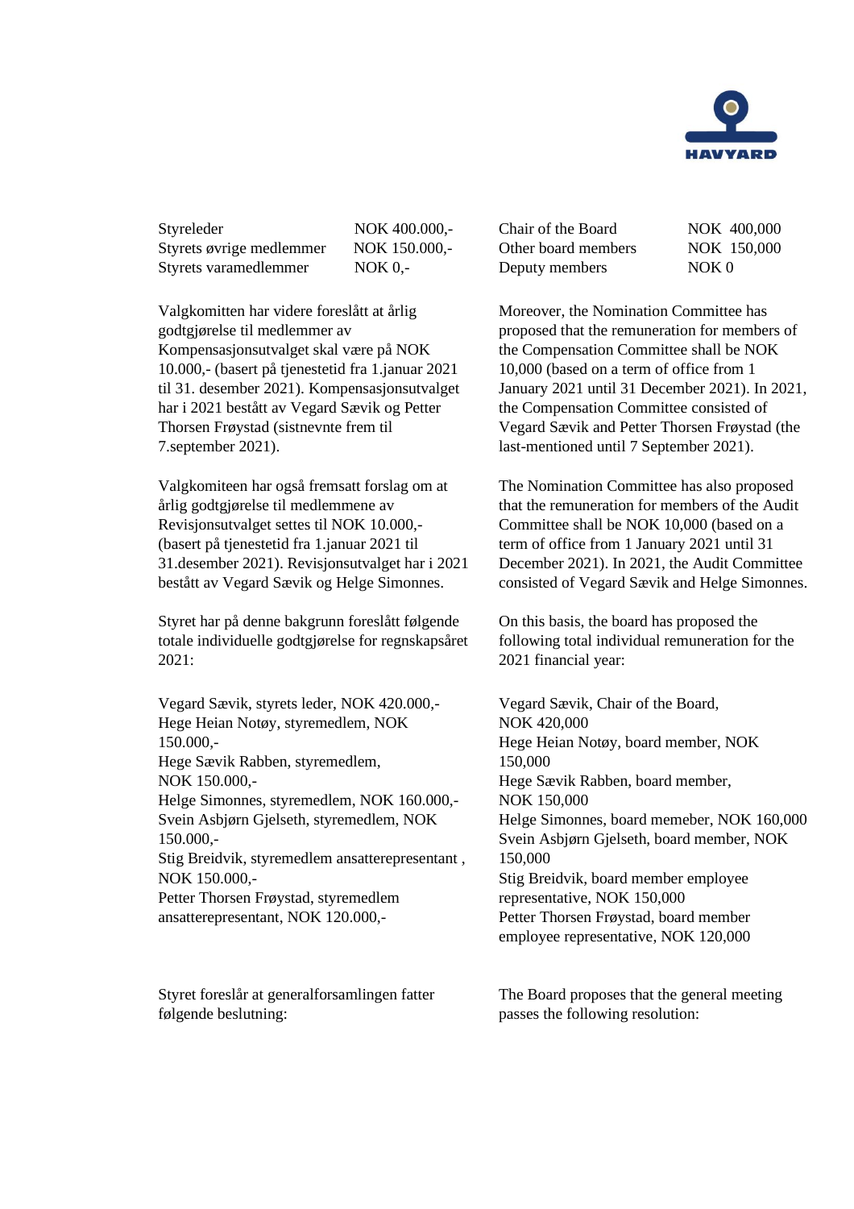| | |
|---|---|
| Styreleder | NOK 400.000,- |
| Styrets øvrige medlemmer | NOK 150.000,- |
| Styrets varamedlemmer | NOK 0,- |

Valgkomitten har videre foreslått at årlig godtgjørelse til medlemmer av Kompensasjonsutvalget skal være på NOK 10.000,- (basert på tjenestetid fra 1.januar 2021 til 31. desember 2021). Kompensasjonsutvalget har i 2021 bestått av Vegard Sævik og Petter Thorsen Frøystad (sistnevnte frem til 7.september 2021).

Valgkomiteen har også fremsatt forslag om at årlig godtgjørelse til medlemmene av Revisjonsutvalget settes til NOK 10.000,- (basert på tjenestetid fra 1.januar 2021 til 31.desember 2021). Revisjonsutvalget har i 2021 bestått av Vegard Sævik og Helge Simonnes.

Styret har på denne bakgrunn foreslått følgende totale individuelle godtgjørelse for regnskapsåret 2021:

Vegard Sævik, styrets leder, NOK 420.000,-
Hege Heian Notøy, styremedlem, NOK 150.000,-
Hege Sævik Rabben, styremedlem, NOK 150.000,-
Helge Simonnes, styremedlem, NOK 160.000,-
Svein Asbjørn Gjelseth, styremedlem, NOK 150.000,-
Stig Breidvik, styremedlem ansatterepresentant , NOK 150.000,-
Petter Thorsen Frøystad, styremedlem ansatterepresentant, NOK 120.000,-

Styret foreslår at generalforsamlingen fatter følgende beslutning:

| | |
|---|---|
| Chair of the Board | NOK 400,000 |
| Other board members | NOK 150,000 |
| Deputy members | NOK 0 |

Moreover, the Nomination Committee has proposed that the remuneration for members of the Compensation Committee shall be NOK 10,000 (based on a term of office from 1 January 2021 until 31 December 2021). In 2021, the Compensation Committee consisted of Vegard Sævik and Petter Thorsen Frøystad (the last-mentioned until 7 September 2021).

The Nomination Committee has also proposed that the remuneration for members of the Audit Committee shall be NOK 10,000 (based on a term of office from 1 January 2021 until 31 December 2021). In 2021, the Audit Committee consisted of Vegard Sævik and Helge Simonnes.

On this basis, the board has proposed the following total individual remuneration for the 2021 financial year:

Vegard Sævik, Chair of the Board, NOK 420,000
Hege Heian Notøy, board member, NOK 150,000
Hege Sævik Rabben, board member, NOK 150,000
Helge Simonnes, board memeber, NOK 160,000
Svein Asbjørn Gjelseth, board member, NOK 150,000
Stig Breidvik, board member employee representative, NOK 150,000
Petter Thorsen Frøystad, board member employee representative, NOK 120,000

The Board proposes that the general meeting passes the following resolution: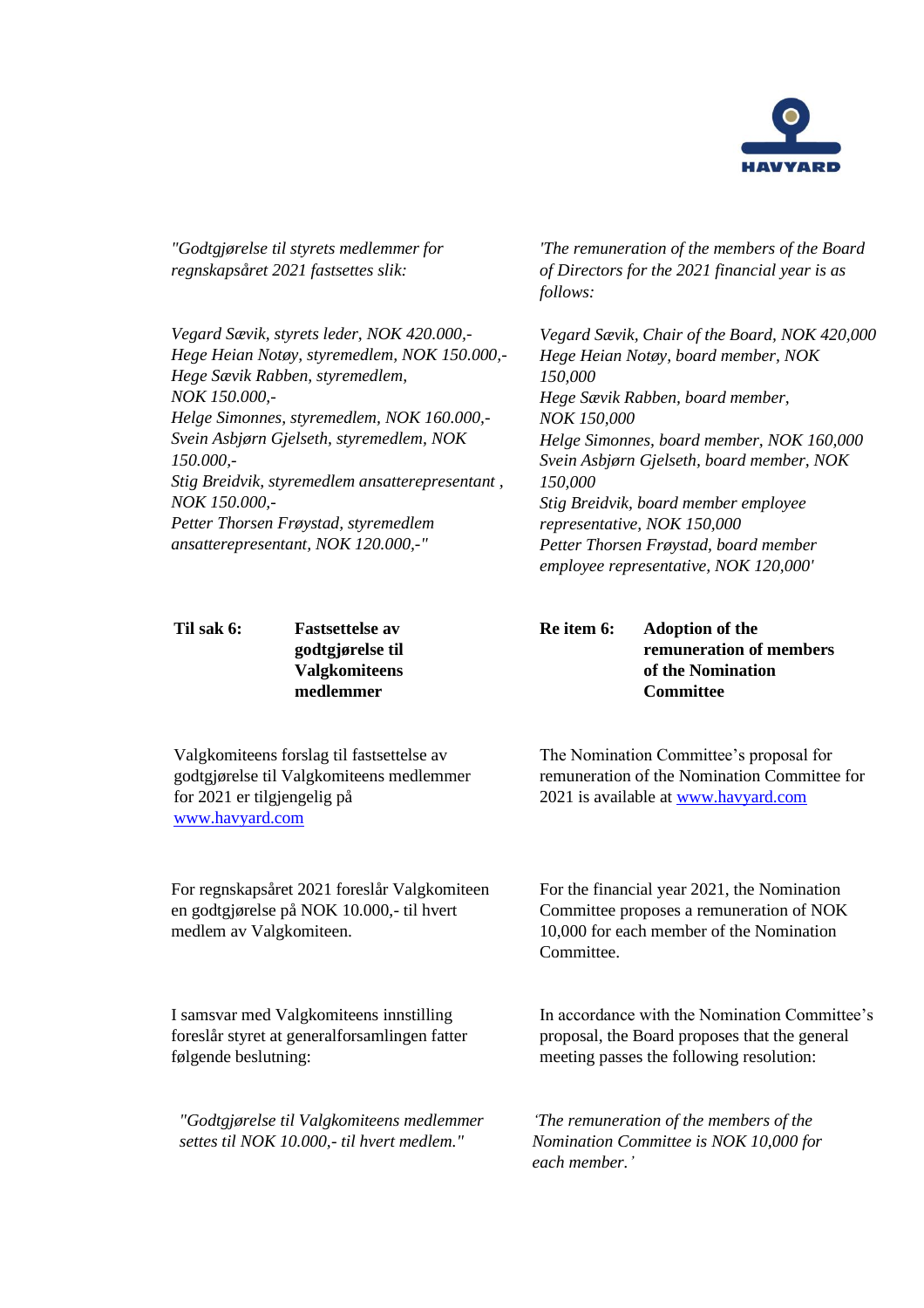*"Godtgjørelse til styrets medlemmer for regnskapsåret 2021 fastsettes slik:*

*Vegard Sævik, styrets leder, NOK 420.000,-*
*Hege Heian Notøy, styremedlem, NOK 150.000,-*
*Hege Sævik Rabben, styremedlem, NOK 150.000,-*
*Helge Simonnes, styremedlem, NOK 160.000,-*
*Svein Asbjørn Gjelseth, styremedlem, NOK 150.000,-*
*Stig Breidvik, styremedlem ansatterepresentant , NOK 150.000,-*
*Petter Thorsen Frøystad, styremedlem ansatterepresentant, NOK 120.000,-"*

*'The remuneration of the members of the Board of Directors for the 2021 financial year is as follows:*

*Vegard Sævik, Chair of the Board, NOK 420,000*
*Hege Heian Notøy, board member, NOK 150,000*
*Hege Sævik Rabben, board member, NOK 150,000*
*Helge Simonnes, board member, NOK 160,000*
*Svein Asbjørn Gjelseth, board member, NOK 150,000*
*Stig Breidvik, board member employee representative, NOK 150,000*
*Petter Thorsen Frøystad, board member employee representative, NOK 120,000'*

**Til sak 6: Fastsettelse av godtgjørelse til Valgkomiteens medlemmer**

**Re item 6: Adoption of the remuneration of members of the Nomination Committee**

Valgkomiteens forslag til fastsettelse av godtgjørelse til Valgkomiteens medlemmer for 2021 er tilgjengelig på www.havyard.com

The Nomination Committee's proposal for remuneration of the Nomination Committee for 2021 is available at www.havyard.com

For regnskapsåret 2021 foreslår Valgkomiteen en godtgjørelse på NOK 10.000,- til hvert medlem av Valgkomiteen.

For the financial year 2021, the Nomination Committee proposes a remuneration of NOK 10,000 for each member of the Nomination Committee.

I samsvar med Valgkomiteens innstilling foreslår styret at generalforsamlingen fatter følgende beslutning:

In accordance with the Nomination Committee's proposal, the Board proposes that the general meeting passes the following resolution:

*"Godtgjørelse til Valgkomiteens medlemmer settes til NOK 10.000,- til hvert medlem."*

*'The remuneration of the members of the Nomination Committee is NOK 10,000 for each member.'*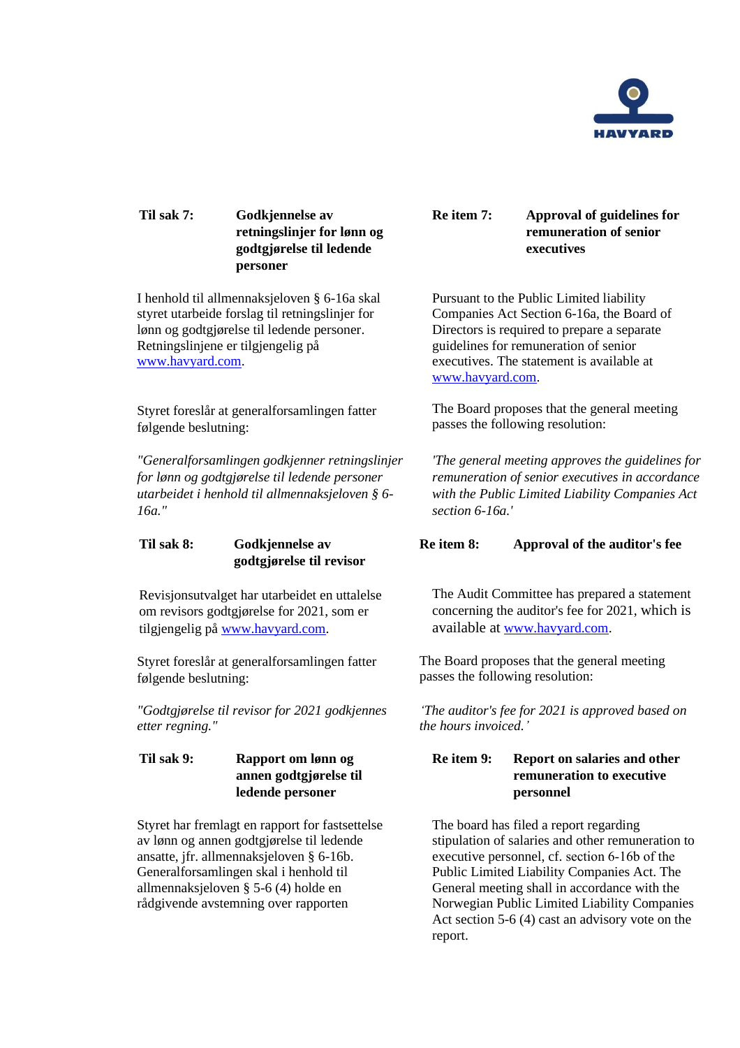**Til sak 7: Godkjennelse av retningslinjer for lønn og godtgjørelse til ledende personer**

I henhold til allmennaksjeloven § 6-16a skal styret utarbeide forslag til retningslinjer for lønn og godtgjørelse til ledende personer. Retningslinjene er tilgjengelig på www.havyard.com.

Styret foreslår at generalforsamlingen fatter følgende beslutning:

*"Generalforsamlingen godkjenner retningslinjer for lønn og godtgjørelse til ledende personer utarbeidet i henhold til allmennaksjeloven § 6-16a."*

**Re item 7: Approval of guidelines for remuneration of senior executives**

Pursuant to the Public Limited liability Companies Act Section 6-16a, the Board of Directors is required to prepare a separate guidelines for remuneration of senior executives. The statement is available at www.havyard.com.

The Board proposes that the general meeting passes the following resolution:

*'The general meeting approves the guidelines for remuneration of senior executives in accordance with the Public Limited Liability Companies Act section 6-16a.'*

**Til sak 8: Godkjennelse av godtgjørelse til revisor**

Revisjonsutvalget har utarbeidet en uttalelse om revisors godtgjørelse for 2021, som er tilgjengelig på www.havyard.com.

Styret foreslår at generalforsamlingen fatter følgende beslutning:

*"Godtgjørelse til revisor for 2021 godkjennes etter regning."*

**Re item 8: Approval of the auditor's fee**

The Audit Committee has prepared a statement concerning the auditor's fee for 2021, which is available at www.havyard.com.

The Board proposes that the general meeting passes the following resolution:

*'The auditor's fee for 2021 is approved based on the hours invoiced.'*

**Til sak 9: Rapport om lønn og annen godtgjørelse til ledende personer**

Styret har fremlagt en rapport for fastsettelse av lønn og annen godtgjørelse til ledende ansatte, jfr. allmennaksjeloven § 6-16b. Generalforsamlingen skal i henhold til allmennaksjeloven § 5-6 (4) holde en rådgivende avstemning over rapporten

**Re item 9: Report on salaries and other remuneration to executive personnel**

The board has filed a report regarding stipulation of salaries and other remuneration to executive personnel, cf. section 6-16b of the Public Limited Liability Companies Act. The General meeting shall in accordance with the Norwegian Public Limited Liability Companies Act section 5-6 (4) cast an advisory vote on the report.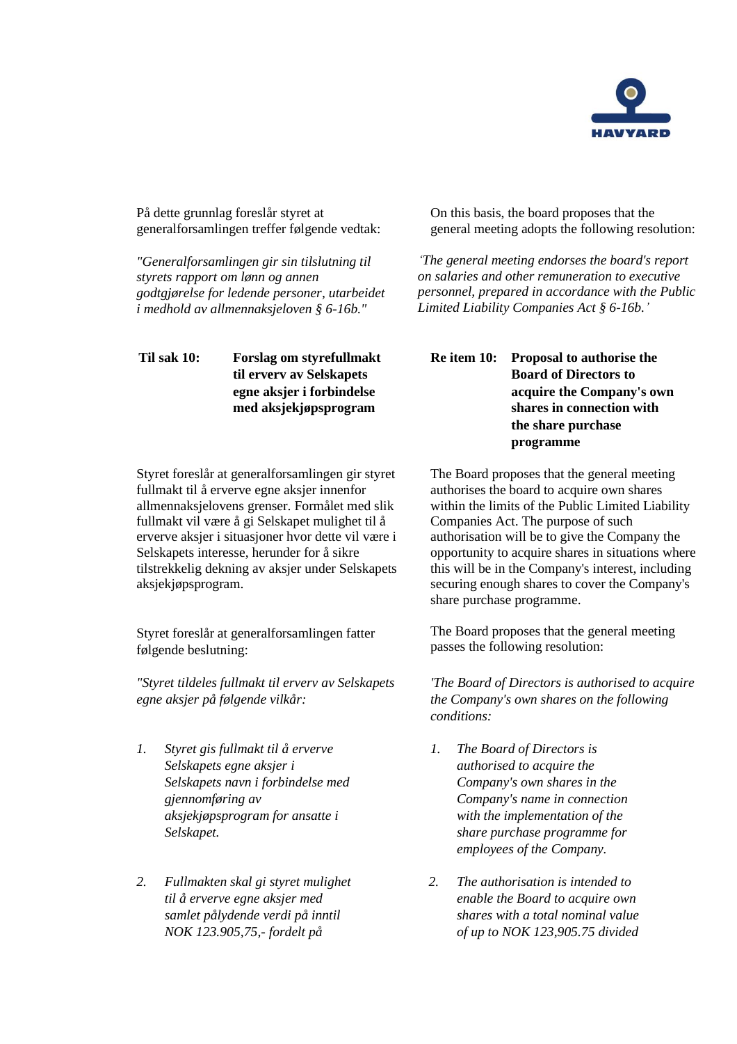På dette grunnlag foreslår styret at generalforsamlingen treffer følgende vedtak:

*"Generalforsamlingen gir sin tilslutning til styrets rapport om lønn og annen godtgjørelse for ledende personer, utarbeidet i medhold av allmennaksjeloven § 6-16b."*

On this basis, the board proposes that the general meeting adopts the following resolution:

*'The general meeting endorses the board's report on salaries and other remuneration to executive personnel, prepared in accordance with the Public Limited Liability Companies Act § 6-16b.'*

**Til sak 10: Forslag om styrefullmakt til erverv av Selskapets egne aksjer i forbindelse med aksjekjøpsprogram**

Styret foreslår at generalforsamlingen gir styret fullmakt til å erverve egne aksjer innenfor allmennaksjelovens grenser. Formålet med slik fullmakt vil være å gi Selskapet mulighet til å erverve aksjer i situasjoner hvor dette vil være i Selskapets interesse, herunder for å sikre tilstrekkelig dekning av aksjer under Selskapets aksjekjøpsprogram.

Styret foreslår at generalforsamlingen fatter følgende beslutning:

*"Styret tildeles fullmakt til erverv av Selskapets egne aksjer på følgende vilkår:*

1. *Styret gis fullmakt til å erverve Selskapets egne aksjer i Selskapets navn i forbindelse med gjennomføring av aksjekjøpsprogram for ansatte i Selskapet.*
2. *Fullmakten skal gi styret mulighet til å erverve egne aksjer med samlet pålydende verdi på inntil NOK 123.905,75,- fordelt på*

**Re item 10: Proposal to authorise the Board of Directors to acquire the Company's own shares in connection with the share purchase programme**

The Board proposes that the general meeting authorises the board to acquire own shares within the limits of the Public Limited Liability Companies Act. The purpose of such authorisation will be to give the Company the opportunity to acquire shares in situations where this will be in the Company's interest, including securing enough shares to cover the Company's share purchase programme.

The Board proposes that the general meeting passes the following resolution:

*'The Board of Directors is authorised to acquire the Company's own shares on the following conditions:*

1. *The Board of Directors is authorised to acquire the Company's own shares in the Company's name in connection with the implementation of the share purchase programme for employees of the Company.*
2. *The authorisation is intended to enable the Board to acquire own shares with a total nominal value of up to NOK 123,905.75 divided*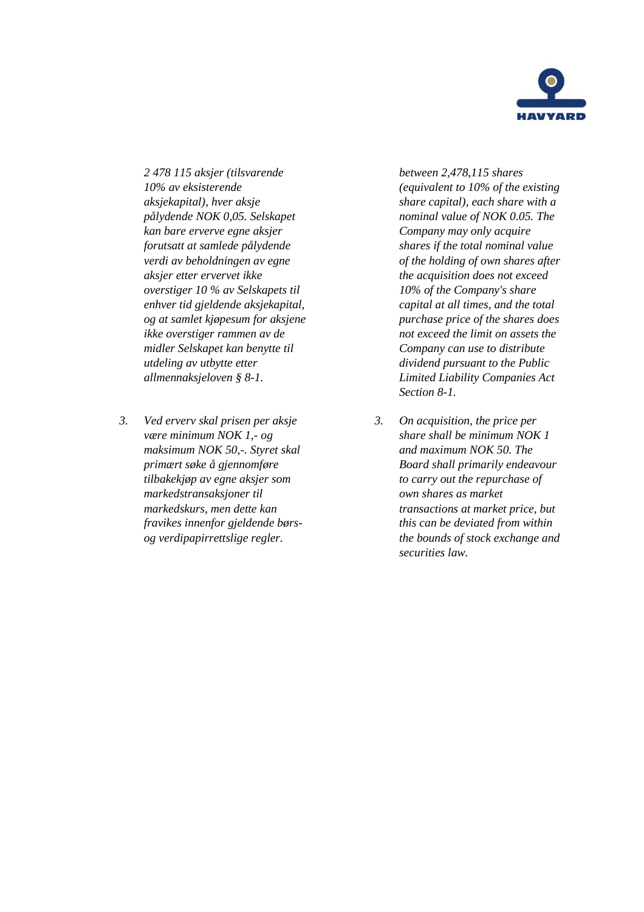*2 478 115 aksjer (tilsvarende 10% av eksisterende aksjekapital), hver aksje pålydende NOK 0,05. Selskapet kan bare erverve egne aksjer forutsatt at samlede pålydende verdi av beholdningen av egne aksjer etter ervervet ikke overstiger 10 % av Selskapets til enhver tid gjeldende aksjekapital, og at samlet kjøpesum for aksjene ikke overstiger rammen av de midler Selskapet kan benytte til utdeling av utbytte etter allmennaksjeloven § 8-1.*

3. *Ved erverv skal prisen per aksje være minimum NOK 1,- og maksimum NOK 50,-. Styret skal primært søke å gjennomføre tilbakekjøp av egne aksjer som markedstransaksjoner til markedskurs, men dette kan fravikes innenfor gjeldende børs- og verdipapirrettslige regler.*

*between 2,478,115 shares (equivalent to 10% of the existing share capital), each share with a nominal value of NOK 0.05. The Company may only acquire shares if the total nominal value of the holding of own shares after the acquisition does not exceed 10% of the Company's share capital at all times, and the total purchase price of the shares does not exceed the limit on assets the Company can use to distribute dividend pursuant to the Public Limited Liability Companies Act Section 8-1.*

3. *On acquisition, the price per share shall be minimum NOK 1 and maximum NOK 50. The Board shall primarily endeavour to carry out the repurchase of own shares as market transactions at market price, but this can be deviated from within the bounds of stock exchange and securities law.*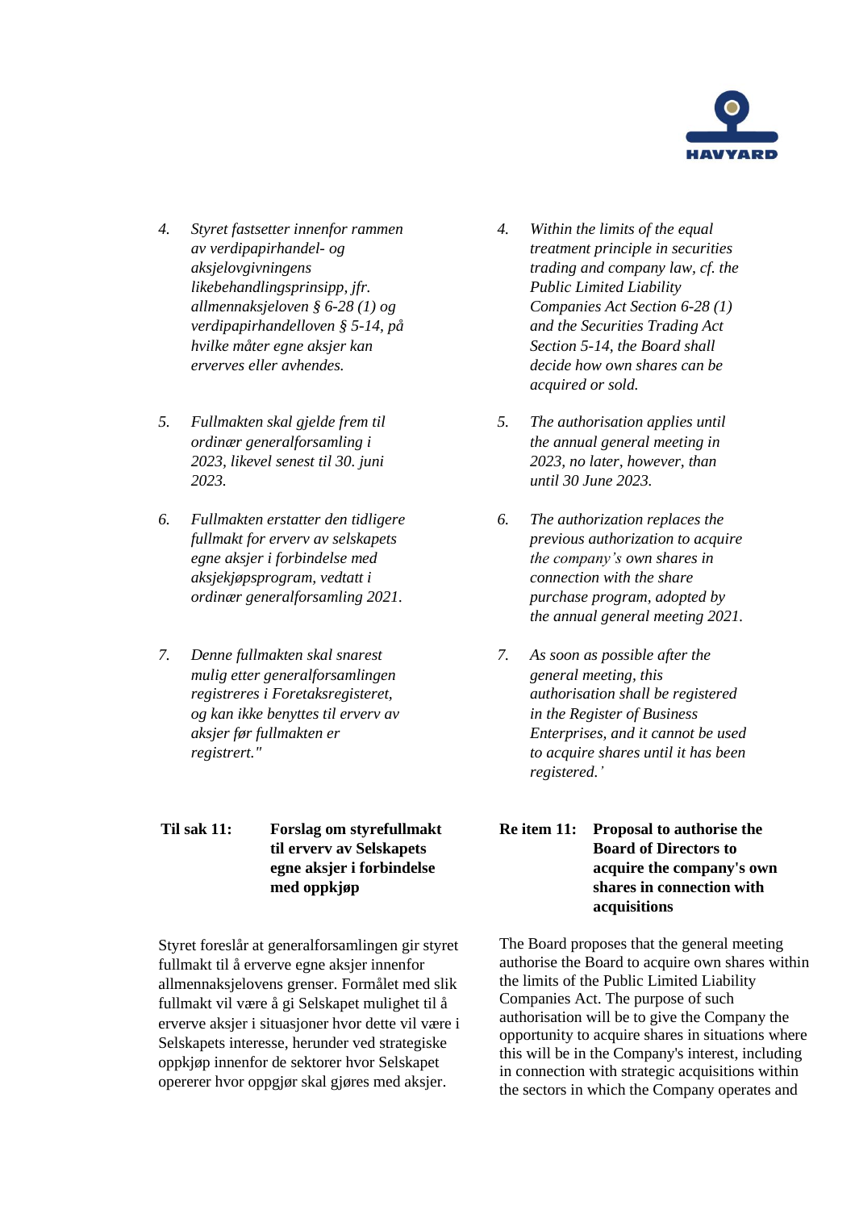4. *Styret fastsetter innenfor rammen av verdipapirhandel- og aksjelovgivningens likebehandlingsprinsipp, jfr. allmennaksjeloven § 6-28 (1) og verdipapirhandelloven § 5-14, på hvilke måter egne aksjer kan erverves eller avhendes.*

5. *Fullmakten skal gjelde frem til ordinær generalforsamling i 2023, likevel senest til 30. juni 2023.*

6. *Fullmakten erstatter den tidligere fullmakt for erverv av selskapets egne aksjer i forbindelse med aksjekjøpsprogram, vedtatt i ordinær generalforsamling 2021.*

7. *Denne fullmakten skal snarest mulig etter generalforsamlingen registreres i Foretaksregisteret, og kan ikke benyttes til erverv av aksjer før fullmakten er registrert."*

4. *Within the limits of the equal treatment principle in securities trading and company law, cf. the Public Limited Liability Companies Act Section 6-28 (1) and the Securities Trading Act Section 5-14, the Board shall decide how own shares can be acquired or sold.*

5. *The authorisation applies until the annual general meeting in 2023, no later, however, than until 30 June 2023.*

6. *The authorization replaces the previous authorization to acquire the company's own shares in connection with the share purchase program, adopted by the annual general meeting 2021.*

7. *As soon as possible after the general meeting, this authorisation shall be registered in the Register of Business Enterprises, and it cannot be used to acquire shares until it has been registered.'*

**Til sak 11: Forslag om styrefullmakt til erverv av Selskapets egne aksjer i forbindelse med oppkjøp**

Styret foreslår at generalforsamlingen gir styret fullmakt til å erverve egne aksjer innenfor allmennaksjelovens grenser. Formålet med slik fullmakt vil være å gi Selskapet mulighet til å erverve aksjer i situasjoner hvor dette vil være i Selskapets interesse, herunder ved strategiske oppkjøp innenfor de sektorer hvor Selskapet opererer hvor oppgjør skal gjøres med aksjer.

**Re item 11: Proposal to authorise the Board of Directors to acquire the company's own shares in connection with acquisitions**

The Board proposes that the general meeting authorise the Board to acquire own shares within the limits of the Public Limited Liability Companies Act. The purpose of such authorisation will be to give the Company the opportunity to acquire shares in situations where this will be in the Company's interest, including in connection with strategic acquisitions within the sectors in which the Company operates and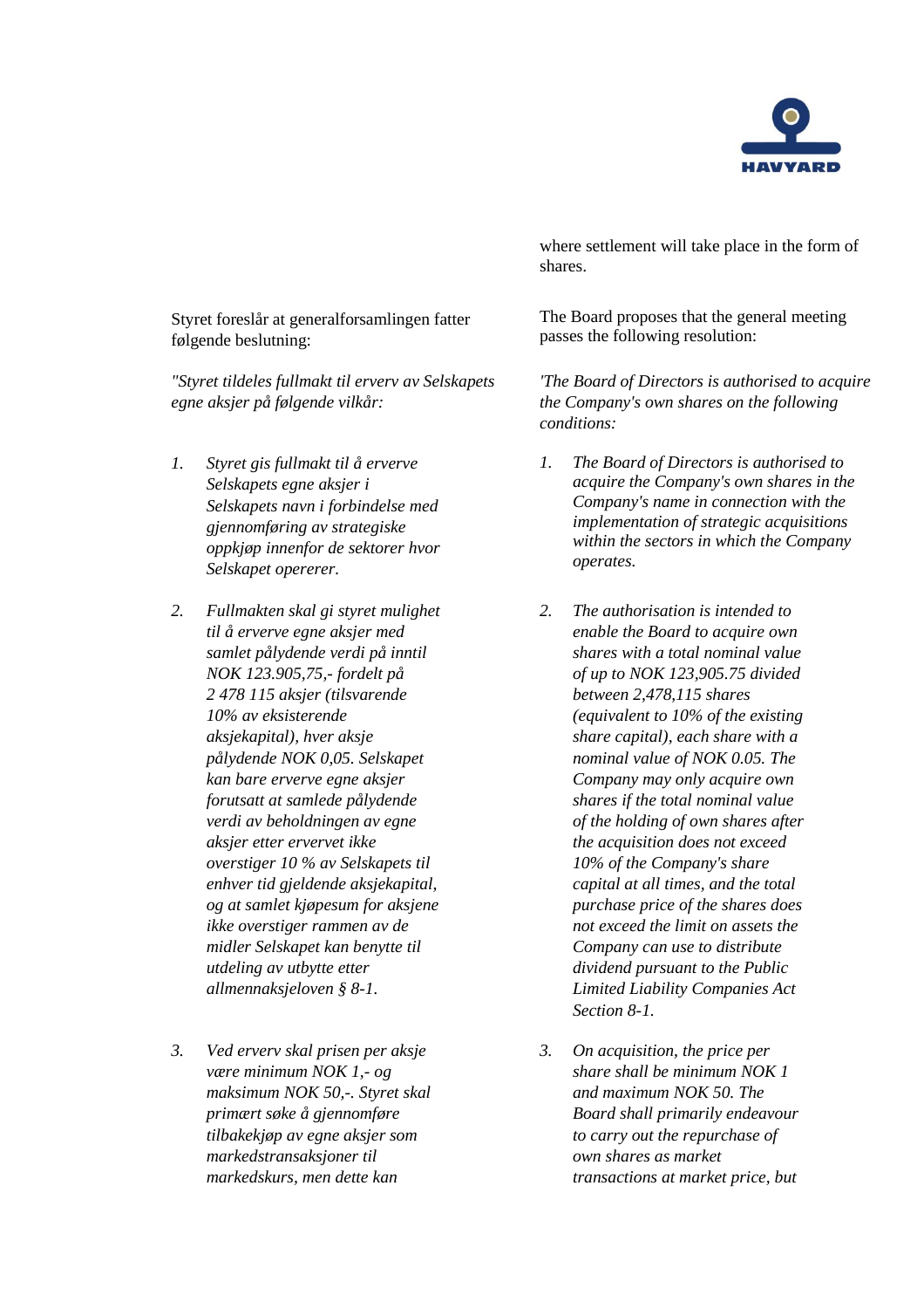where settlement will take place in the form of shares.

Styret foreslår at generalforsamlingen fatter følgende beslutning:

The Board proposes that the general meeting passes the following resolution:

*"Styret tildeles fullmakt til erverv av Selskapets egne aksjer på følgende vilkår:*

*'The Board of Directors is authorised to acquire the Company's own shares on the following conditions:*

1. *Styret gis fullmakt til å erverve Selskapets egne aksjer i Selskapets navn i forbindelse med gjennomføring av strategiske oppkjøp innenfor de sektorer hvor Selskapet opererer.*

2. *Fullmakten skal gi styret mulighet til å erverve egne aksjer med samlet pålydende verdi på inntil NOK 123.905,75,- fordelt på 2 478 115 aksjer (tilsvarende 10% av eksisterende aksjekapital), hver aksje pålydende NOK 0,05. Selskapet kan bare erverve egne aksjer forutsatt at samlede pålydende verdi av beholdningen av egne aksjer etter ervervet ikke overstiger 10 % av Selskapets til enhver tid gjeldende aksjekapital, og at samlet kjøpesum for aksjene ikke overstiger rammen av de midler Selskapet kan benytte til utdeling av utbytte etter allmennaksjeloven § 8-1.*

3. *Ved erverv skal prisen per aksje være minimum NOK 1,- og maksimum NOK 50,-. Styret skal primært søke å gjennomføre tilbakekjøp av egne aksjer som markedstransaksjoner til markedskurs, men dette kan*

1. *The Board of Directors is authorised to acquire the Company's own shares in the Company's name in connection with the implementation of strategic acquisitions within the sectors in which the Company operates.*

2. *The authorisation is intended to enable the Board to acquire own shares with a total nominal value of up to NOK 123,905.75 divided between 2,478,115 shares (equivalent to 10% of the existing share capital), each share with a nominal value of NOK 0.05. The Company may only acquire own shares if the total nominal value of the holding of own shares after the acquisition does not exceed 10% of the Company's share capital at all times, and the total purchase price of the shares does not exceed the limit on assets the Company can use to distribute dividend pursuant to the Public Limited Liability Companies Act Section 8-1.*

3. *On acquisition, the price per share shall be minimum NOK 1 and maximum NOK 50. The Board shall primarily endeavour to carry out the repurchase of own shares as market transactions at market price, but*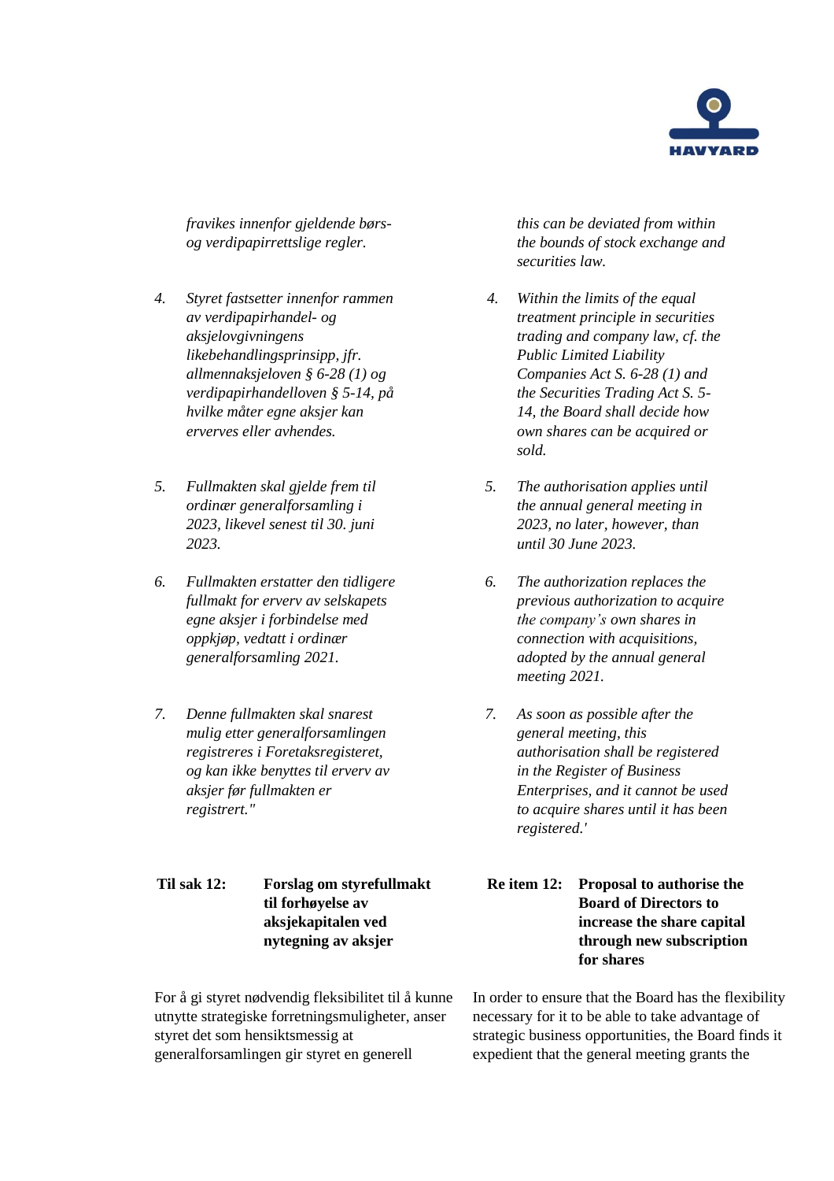*fravikes innenfor gjeldende børs- og verdipapirrettslige regler.*

*this can be deviated from within the bounds of stock exchange and securities law.*

4. *Styret fastsetter innenfor rammen av verdipapirhandel- og aksjelovgivningens likebehandlingsprinsipp, jfr. allmennaksjeloven § 6-28 (1) og verdipapirhandelloven § 5-14, på hvilke måter egne aksjer kan erverves eller avhendes.*

4. *Within the limits of the equal treatment principle in securities trading and company law, cf. the Public Limited Liability Companies Act S. 6-28 (1) and the Securities Trading Act S. 5-14, the Board shall decide how own shares can be acquired or sold.*

5. *Fullmakten skal gjelde frem til ordinær generalforsamling i 2023, likevel senest til 30. juni 2023.*

5. *The authorisation applies until the annual general meeting in 2023, no later, however, than until 30 June 2023.*

6. *Fullmakten erstatter den tidligere fullmakt for erverv av selskapets egne aksjer i forbindelse med oppkjøp, vedtatt i ordinær generalforsamling 2021.*

6. *The authorization replaces the previous authorization to acquire the company's own shares in connection with acquisitions, adopted by the annual general meeting 2021.*

7. *Denne fullmakten skal snarest mulig etter generalforsamlingen registreres i Foretaksregisteret, og kan ikke benyttes til erverv av aksjer før fullmakten er registrert."*

7. *As soon as possible after the general meeting, this authorisation shall be registered in the Register of Business Enterprises, and it cannot be used to acquire shares until it has been registered.'*

**Til sak 12: Forslag om styrefullmakt til forhøyelse av aksjekapitalen ved nytegning av aksjer**

**Re item 12: Proposal to authorise the Board of Directors to increase the share capital through new subscription for shares**

For å gi styret nødvendig fleksibilitet til å kunne utnytte strategiske forretningsmuligheter, anser styret det som hensiktsmessig at generalforsamlingen gir styret en generell

In order to ensure that the Board has the flexibility necessary for it to be able to take advantage of strategic business opportunities, the Board finds it expedient that the general meeting grants the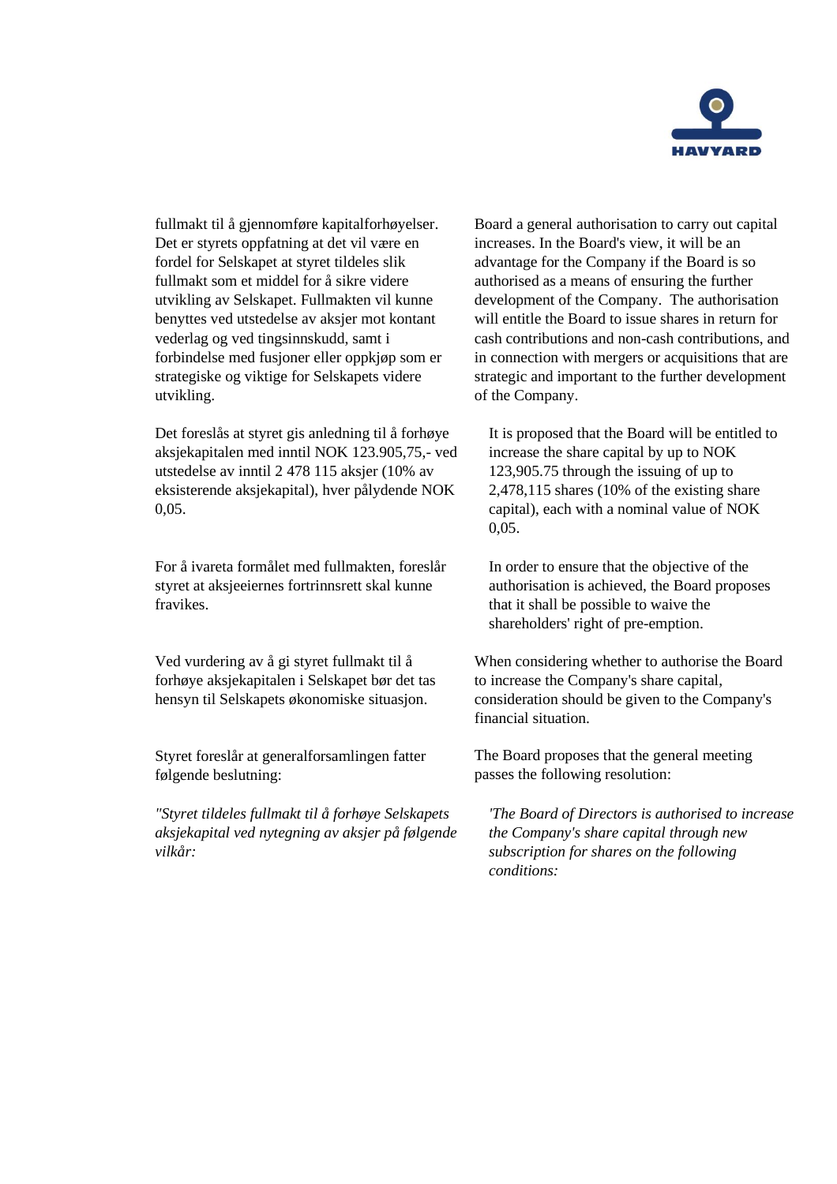fullmakt til å gjennomføre kapitalforhøyelser. Det er styrets oppfatning at det vil være en fordel for Selskapet at styret tildeles slik fullmakt som et middel for å sikre videre utvikling av Selskapet. Fullmakten vil kunne benyttes ved utstedelse av aksjer mot kontant vederlag og ved tingsinnskudd, samt i forbindelse med fusjoner eller oppkjøp som er strategiske og viktige for Selskapets videre utvikling.

Board a general authorisation to carry out capital increases. In the Board's view, it will be an advantage for the Company if the Board is so authorised as a means of ensuring the further development of the Company. The authorisation will entitle the Board to issue shares in return for cash contributions and non-cash contributions, and in connection with mergers or acquisitions that are strategic and important to the further development of the Company.

Det foreslås at styret gis anledning til å forhøye aksjekapitalen med inntil NOK 123.905,75,- ved utstedelse av inntil 2 478 115 aksjer (10% av eksisterende aksjekapital), hver pålydende NOK 0,05.

It is proposed that the Board will be entitled to increase the share capital by up to NOK 123,905.75 through the issuing of up to 2,478,115 shares (10% of the existing share capital), each with a nominal value of NOK 0,05.

For å ivareta formålet med fullmakten, foreslår styret at aksjeeiernes fortrinnsrett skal kunne fravikes.

In order to ensure that the objective of the authorisation is achieved, the Board proposes that it shall be possible to waive the shareholders' right of pre-emption.

Ved vurdering av å gi styret fullmakt til å forhøye aksjekapitalen i Selskapet bør det tas hensyn til Selskapets økonomiske situasjon.

When considering whether to authorise the Board to increase the Company's share capital, consideration should be given to the Company's financial situation.

Styret foreslår at generalforsamlingen fatter følgende beslutning:

The Board proposes that the general meeting passes the following resolution:

*"Styret tildeles fullmakt til å forhøye Selskapets aksjekapital ved nytegning av aksjer på følgende vilkår:*

*'The Board of Directors is authorised to increase the Company's share capital through new subscription for shares on the following conditions:*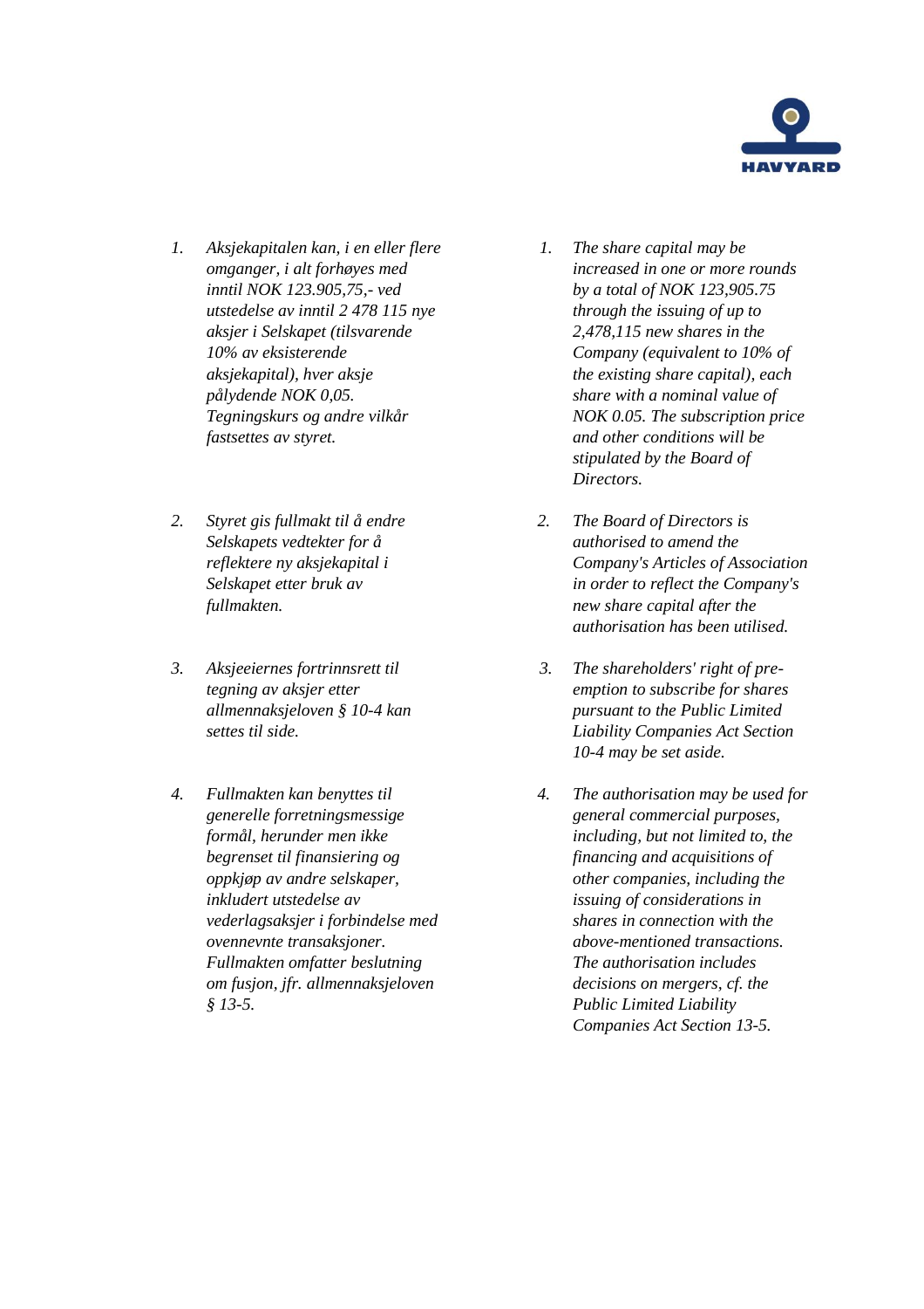1. *Aksjekapitalen kan, i en eller flere omganger, i alt forhøyes med inntil NOK 123.905,75,- ved utstedelse av inntil 2 478 115 nye aksjer i Selskapet (tilsvarende 10% av eksisterende aksjekapital), hver aksje pålydende NOK 0,05. Tegningskurs og andre vilkår fastsettes av styret.*

2. *Styret gis fullmakt til å endre Selskapets vedtekter for å reflektere ny aksjekapital i Selskapet etter bruk av fullmakten.*

3. *Aksjeeiernes fortrinnsrett til tegning av aksjer etter allmennaksjeloven § 10-4 kan settes til side.*

4. *Fullmakten kan benyttes til generelle forretningsmessige formål, herunder men ikke begrenset til finansiering og oppkjøp av andre selskaper, inkludert utstedelse av vederlagsaksjer i forbindelse med ovennevnte transaksjoner. Fullmakten omfatter beslutning om fusjon, jfr. allmennaksjeloven § 13-5.*

1. *The share capital may be increased in one or more rounds by a total of NOK 123,905.75 through the issuing of up to 2,478,115 new shares in the Company (equivalent to 10% of the existing share capital), each share with a nominal value of NOK 0.05. The subscription price and other conditions will be stipulated by the Board of Directors.*

2. *The Board of Directors is authorised to amend the Company's Articles of Association in order to reflect the Company's new share capital after the authorisation has been utilised.*

3. *The shareholders' right of pre-emption to subscribe for shares pursuant to the Public Limited Liability Companies Act Section 10-4 may be set aside.*

4. *The authorisation may be used for general commercial purposes, including, but not limited to, the financing and acquisitions of other companies, including the issuing of considerations in shares in connection with the above-mentioned transactions. The authorisation includes decisions on mergers, cf. the Public Limited Liability Companies Act Section 13-5.*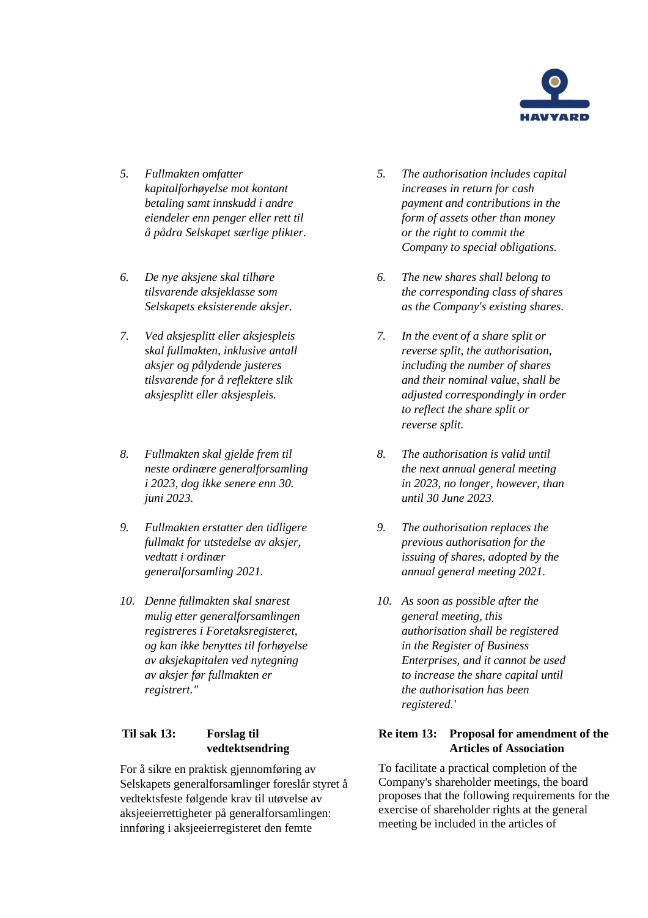5. *Fullmakten omfatter kapitalforhøyelse mot kontant betaling samt innskudd i andre eiendeler enn penger eller rett til å pådra Selskapet særlige plikter.*

6. *De nye aksjene skal tilhøre tilsvarende aksjeklasse som Selskapets eksisterende aksjer.*

7. *Ved aksjesplitt eller aksjespleis skal fullmakten, inklusive antall aksjer og pålydende justeres tilsvarende for å reflektere slik aksjesplitt eller aksjespleis.*

8. *Fullmakten skal gjelde frem til neste ordinære generalforsamling i 2023, dog ikke senere enn 30. juni 2023.*

9. *Fullmakten erstatter den tidligere fullmakt for utstedelse av aksjer, vedtatt i ordinær generalforsamling 2021.*

10. *Denne fullmakten skal snarest mulig etter generalforsamlingen registreres i Foretaksregisteret, og kan ikke benyttes til forhøyelse av aksjekapitalen ved nytegning av aksjer før fullmakten er registrert."*

5. *The authorisation includes capital increases in return for cash payment and contributions in the form of assets other than money or the right to commit the Company to special obligations.*

6. *The new shares shall belong to the corresponding class of shares as the Company's existing shares.*

7. *In the event of a share split or reverse split, the authorisation, including the number of shares and their nominal value, shall be adjusted correspondingly in order to reflect the share split or reverse split.*

8. *The authorisation is valid until the next annual general meeting in 2023, no longer, however, than until 30 June 2023.*

9. *The authorisation replaces the previous authorisation for the issuing of shares, adopted by the annual general meeting 2021.*

10. *As soon as possible after the general meeting, this authorisation shall be registered in the Register of Business Enterprises, and it cannot be used to increase the share capital until the authorisation has been registered.'*

**Til sak 13: Forslag til vedtektsendring**

For å sikre en praktisk gjennomføring av Selskapets generalforsamlinger foreslår styret å vedtektsfeste følgende krav til utøvelse av aksjeeierrettigheter på generalforsamlingen: innføring i aksjeeierregisteret den femte

**Re item 13: Proposal for amendment of the Articles of Association**

To facilitate a practical completion of the Company's shareholder meetings, the board proposes that the following requirements for the exercise of shareholder rights at the general meeting be included in the articles of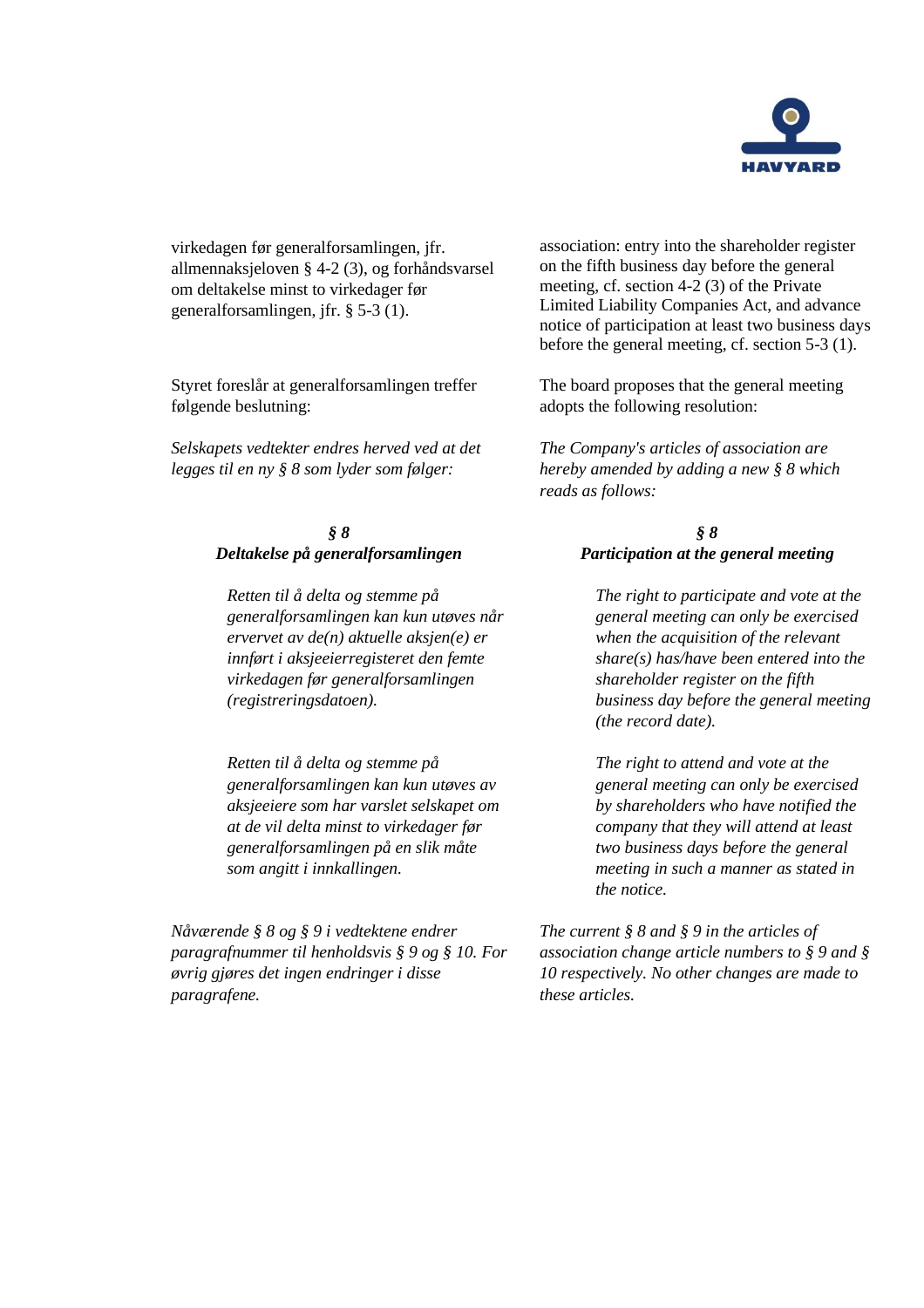virkedagen før generalforsamlingen, jfr. allmennaksjeloven § 4-2 (3), og forhåndsvarsel om deltakelse minst to virkedager før generalforsamlingen, jfr. § 5-3 (1).

Styret foreslår at generalforsamlingen treffer følgende beslutning:

*Selskapets vedtekter endres herved ved at det legges til en ny § 8 som lyder som følger:*

***§ 8***
***Deltakelse på generalforsamlingen***

> *Retten til å delta og stemme på generalforsamlingen kan kun utøves når ervervet av de(n) aktuelle aksjen(e) er innført i aksjeeierregisteret den femte virkedagen før generalforsamlingen (registreringsdatoen).*
>
> *Retten til å delta og stemme på generalforsamlingen kan kun utøves av aksjeeiere som har varslet selskapet om at de vil delta minst to virkedager før generalforsamlingen på en slik måte som angitt i innkallingen.*

*Nåværende § 8 og § 9 i vedtektene endrer paragrafnummer til henholdsvis § 9 og § 10. For øvrig gjøres det ingen endringer i disse paragrafene.*

association: entry into the shareholder register on the fifth business day before the general meeting, cf. section 4-2 (3) of the Private Limited Liability Companies Act, and advance notice of participation at least two business days before the general meeting, cf. section 5-3 (1).

The board proposes that the general meeting adopts the following resolution:

*The Company's articles of association are hereby amended by adding a new § 8 which reads as follows:*

***§ 8***
***Participation at the general meeting***

> *The right to participate and vote at the general meeting can only be exercised when the acquisition of the relevant share(s) has/have been entered into the shareholder register on the fifth business day before the general meeting (the record date).*
>
> *The right to attend and vote at the general meeting can only be exercised by shareholders who have notified the company that they will attend at least two business days before the general meeting in such a manner as stated in the notice.*

*The current § 8 and § 9 in the articles of association change article numbers to § 9 and § 10 respectively. No other changes are made to these articles.*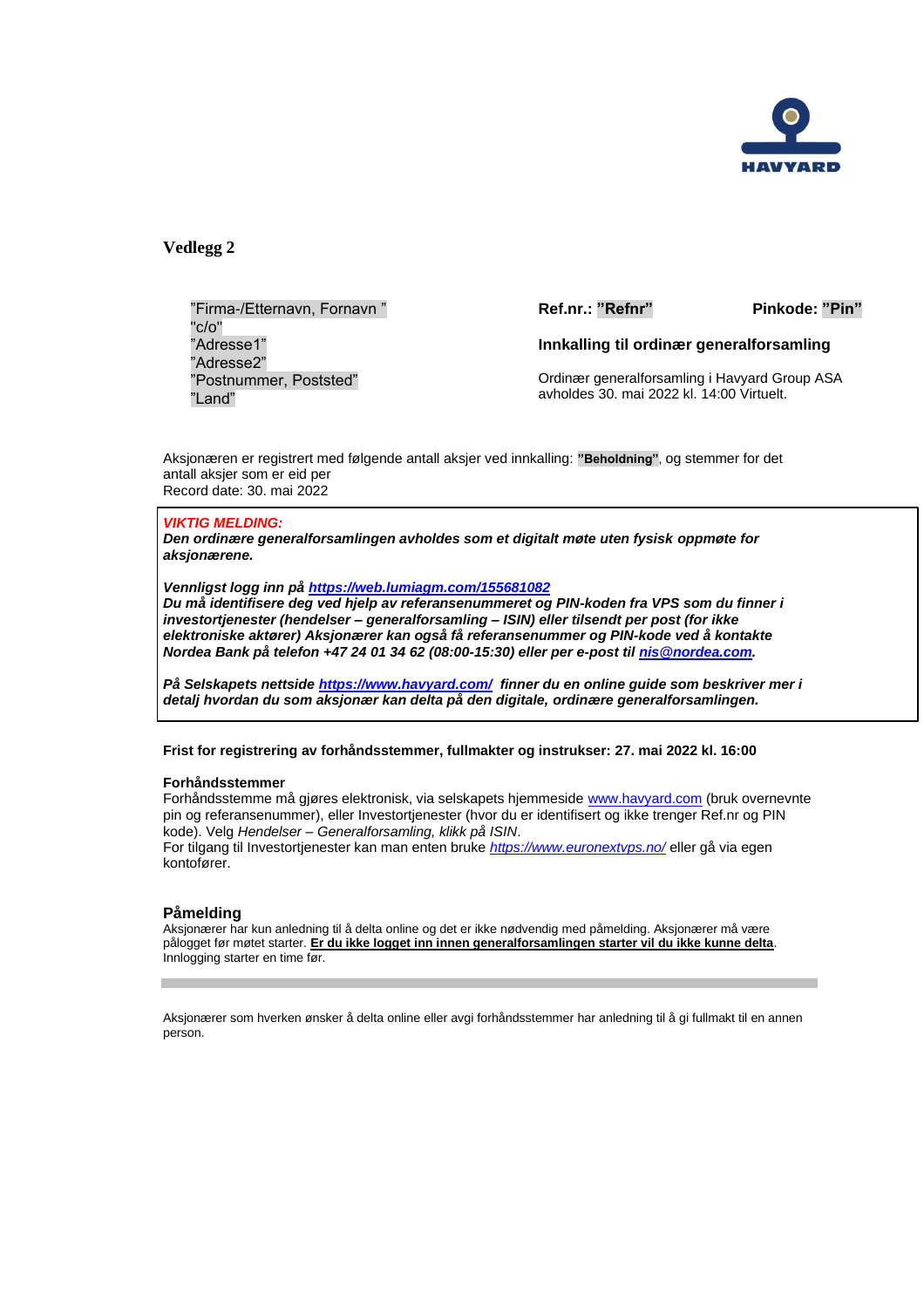HAVYARD

## Vedlegg 2

"Firma-/Etternavn, Fornavn "
"c/o"
"Adresse1"
"Adresse2"
"Postnummer, Poststed"
"Land"

**Ref.nr.: "Refnr"** **Pinkode: "Pin"**

**Innkalling til ordinær generalforsamling**

Ordinær generalforsamling i Havyard Group ASA avholdes 30. mai 2022 kl. 14:00 Virtuelt.

Aksjonæren er registrert med følgende antall aksjer ved innkalling: **"Beholdning"**, og stemmer for det antall aksjer som er eid per
Record date: 30. mai 2022

***VIKTIG MELDING:***
***Den ordinære generalforsamlingen avholdes som et digitalt møte uten fysisk oppmøte for aksjonærene.***

***Vennligst logg inn på https://web.lumiagm.com/155681082***
***Du må identifisere deg ved hjelp av referansenummeret og PIN-koden fra VPS som du finner i investortjenester (hendelser – generalforsamling – ISIN) eller tilsendt per post (for ikke elektroniske aktører) Aksjonærer kan også få referansenummer og PIN-kode ved å kontakte Nordea Bank på telefon +47 24 01 34 62 (08:00-15:30) eller per e-post til nis@nordea.com.***

***På Selskapets nettside https://www.havyard.com/ finner du en online guide som beskriver mer i detalj hvordan du som aksjonær kan delta på den digitale, ordinære generalforsamlingen.***

**Frist for registrering av forhåndsstemmer, fullmakter og instrukser: 27. mai 2022 kl. 16:00**

**Forhåndsstemmer**
Forhåndsstemme må gjøres elektronisk, via selskapets hjemmeside www.havyard.com (bruk overnevnte pin og referansenummer), eller Investortjenester (hvor du er identifisert og ikke trenger Ref.nr og PIN kode). Velg *Hendelser – Generalforsamling, klikk på ISIN*.
For tilgang til Investortjenester kan man enten bruke *https://www.euronextvps.no/* eller gå via egen kontofører.

### Påmelding

Aksjonærer har kun anledning til å delta online og det er ikke nødvendig med påmelding. Aksjonærer må være pålogget før møtet starter. **Er du ikke logget inn innen generalforsamlingen starter vil du ikke kunne delta**. Innlogging starter en time før.

---

Aksjonærer som hverken ønsker å delta online eller avgi forhåndsstemmer har anledning til å gi fullmakt til en annen person.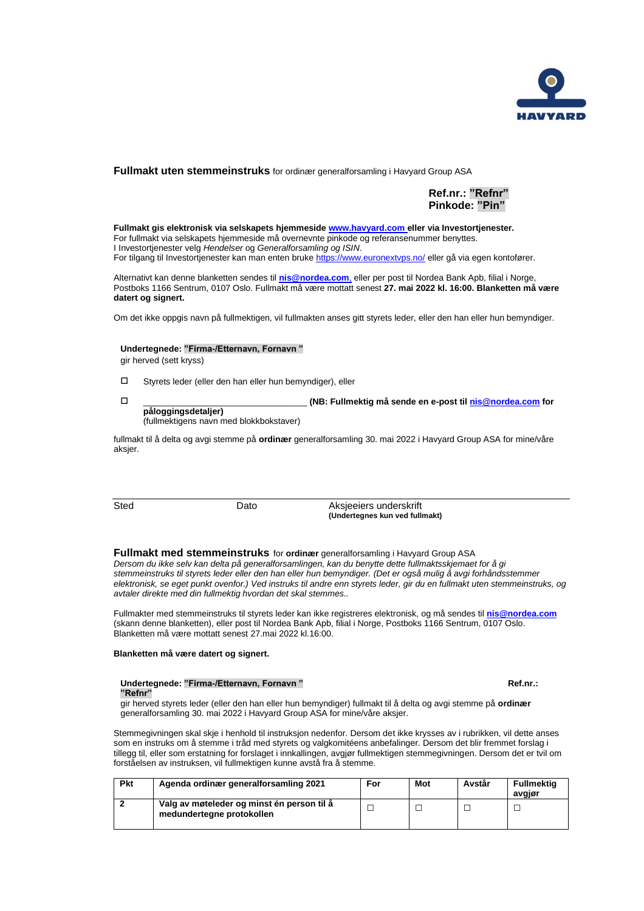HAVYARD

**Fullmakt uten stemmeinstruks** for ordinær generalforsamling i Havyard Group ASA

**Ref.nr.: "Refnr"**
**Pinkode: "Pin"**

**Fullmakt gis elektronisk via selskapets hjemmeside [www.havyard.com](www.havyard.com) eller via Investortjenester.**
For fullmakt via selskapets hjemmeside må overnevnte pinkode og referansenummer benyttes.
I Investortjenester velg *Hendelser* og *Generalforsamling og ISIN*.
For tilgang til Investortjenester kan man enten bruke [https://www.euronextvps.no/](https://www.euronextvps.no/) eller gå via egen kontofører.

Alternativt kan denne blanketten sendes til **nis@nordea.com**, eller per post til Nordea Bank Apb, filial i Norge, Postboks 1166 Sentrum, 0107 Oslo. Fullmakt må være mottatt senest **27. mai 2022 kl. 16:00. Blanketten må være datert og signert.**

Om det ikke oppgis navn på fullmektigen, vil fullmakten anses gitt styrets leder, eller den han eller hun bemyndiger.

**Undertegnede: "Firma-/Etternavn, Fornavn "**
gir herved (sett kryss)

☐ Styrets leder (eller den han eller hun bemyndiger), eller

☐ ________________________________ **(NB: Fullmektig må sende en e-post til nis@nordea.com for påloggingsdetaljer)**
(fullmektigens navn med blokkbokstaver)

fullmakt til å delta og avgi stemme på **ordinær** generalforsamling 30. mai 2022 i Havyard Group ASA for mine/våre aksjer.

Sted | Dato | Aksjeeiers underskrift
**(Undertegnes kun ved fullmakt)**

**Fullmakt med stemmeinstruks** for **ordinær** generalforsamling i Havyard Group ASA
*Dersom du ikke selv kan delta på generalforsamlingen, kan du benytte dette fullmaktsskjemaet for å gi stemmeinstruks til styrets leder eller den han eller hun bemyndiger. (Det er også mulig å avgi forhåndsstemmer elektronisk, se eget punkt ovenfor.) Ved instruks til andre enn styrets leder, gir du en fullmakt uten stemmeinstruks, og avtaler direkte med din fullmektig hvordan det skal stemmes..*

Fullmakter med stemmeinstruks til styrets leder kan ikke registreres elektronisk, og må sendes til **nis@nordea.com** (skann denne blanketten), eller post til Nordea Bank Apb, filial i Norge, Postboks 1166 Sentrum, 0107 Oslo. Blanketten må være mottatt senest 27.mai 2022 kl.16:00.

**Blanketten må være datert og signert.**

**Undertegnede: "Firma-/Etternavn, Fornavn "** **Ref.nr.: "Refnr"**
gir herved styrets leder (eller den han eller hun bemyndiger) fullmakt til å delta og avgi stemme på **ordinær** generalforsamling 30. mai 2022 i Havyard Group ASA for mine/våre aksjer.

Stemmegivningen skal skje i henhold til instruksjon nedenfor. Dersom det ikke krysses av i rubrikken, vil dette anses som en instruks om å stemme i tråd med styrets og valgkomitéens anbefalinger. Dersom det blir fremmet forslag i tillegg til, eller som erstatning for forslaget i innkallingen, avgjør fullmektigen stemmegivningen. Dersom det er tvil om forståelsen av instruksen, vil fullmektigen kunne avstå fra å stemme.

| Pkt | Agenda ordinær generalforsamling 2021 | For | Mot | Avstår | Fullmektig avgjør |
|---|---|---|---|---|---|
| **2** | **Valg av møteleder og minst én person til å medundertegne protokollen** | ☐ | ☐ | ☐ | ☐ |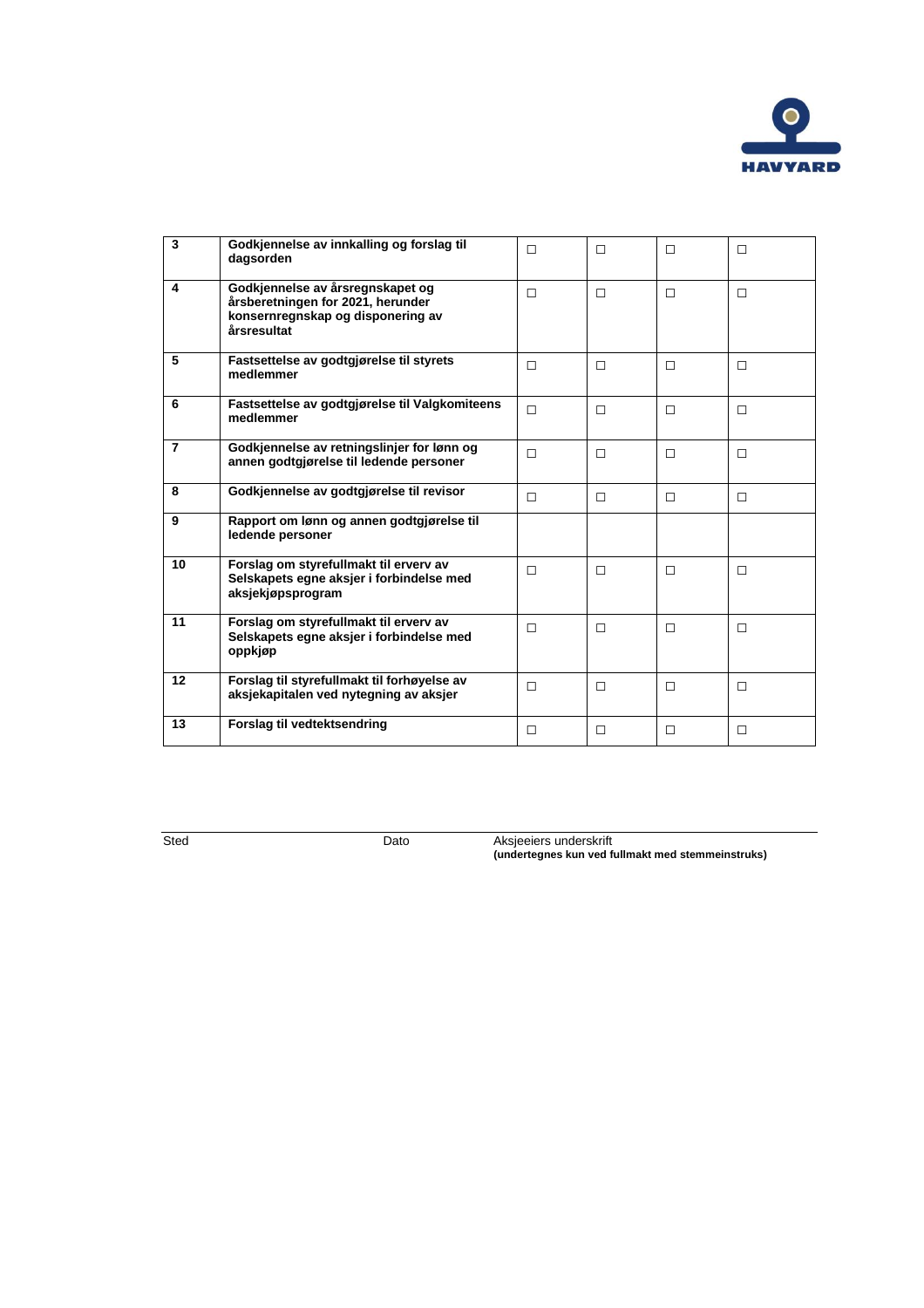| 3 | Godkjennelse av innkalling og forslag til dagsorden | ☐ | ☐ | ☐ | ☐ |
|---|---|---|---|---|---|
| 4 | Godkjennelse av årsregnskapet og årsberetningen for 2021, herunder konsernregnskap og disponering av årsresultat | ☐ | ☐ | ☐ | ☐ |
| 5 | Fastsettelse av godtgjørelse til styrets medlemmer | ☐ | ☐ | ☐ | ☐ |
| 6 | Fastsettelse av godtgjørelse til Valgkomiteens medlemmer | ☐ | ☐ | ☐ | ☐ |
| 7 | Godkjennelse av retningslinjer for lønn og annen godtgjørelse til ledende personer | ☐ | ☐ | ☐ | ☐ |
| 8 | Godkjennelse av godtgjørelse til revisor | ☐ | ☐ | ☐ | ☐ |
| 9 | Rapport om lønn og annen godtgjørelse til ledende personer | | | | |
| 10 | Forslag om styrefullmakt til erverv av Selskapets egne aksjer i forbindelse med aksjekjøpsprogram | ☐ | ☐ | ☐ | ☐ |
| 11 | Forslag om styrefullmakt til erverv av Selskapets egne aksjer i forbindelse med oppkjøp | ☐ | ☐ | ☐ | ☐ |
| 12 | Forslag til styrefullmakt til forhøyelse av aksjekapitalen ved nytegning av aksjer | ☐ | ☐ | ☐ | ☐ |
| 13 | Forslag til vedtektsendring | ☐ | ☐ | ☐ | ☐ |

Sted Dato Aksjeeiers underskrift
**(undertegnes kun ved fullmakt med stemmeinstruks)**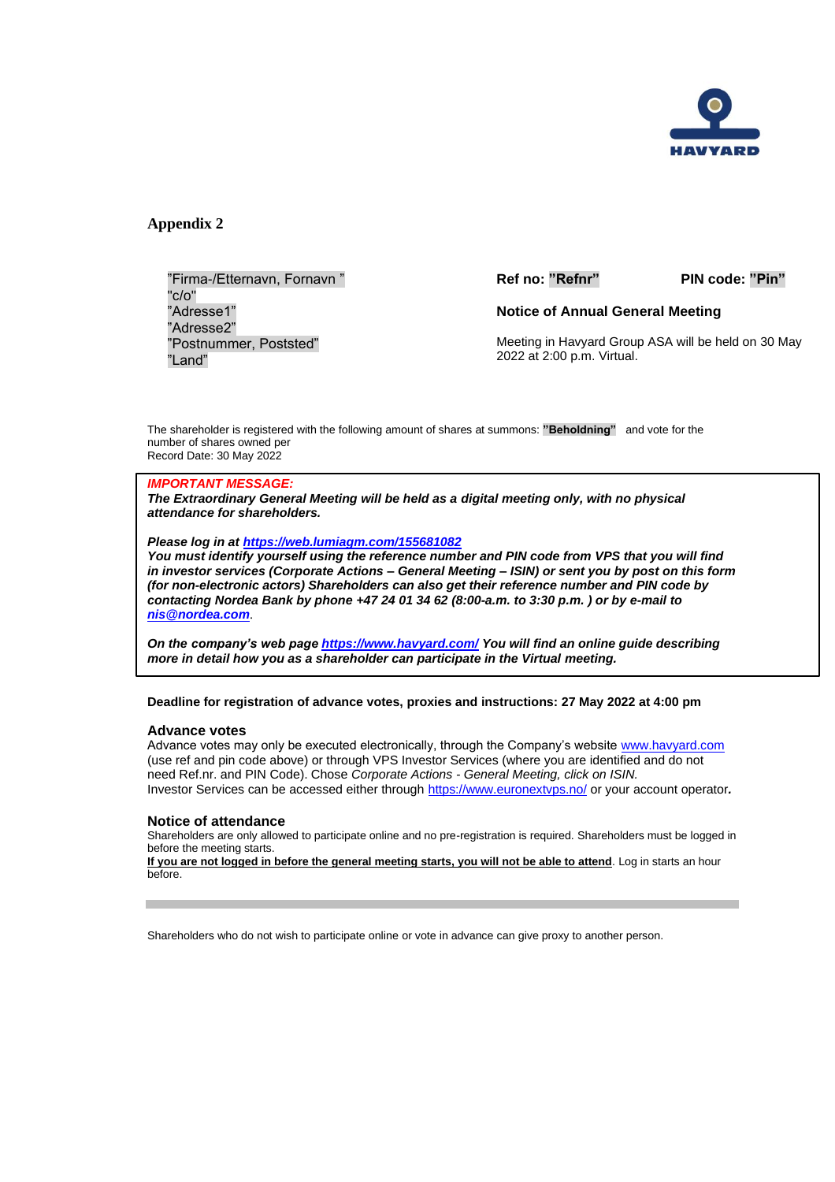HAVYARD

## Appendix 2

”Firma-/Etternavn, Fornavn ”
”c/o”
”Adresse1”
”Adresse2”
”Postnummer, Poststed”
”Land”

**Ref no: ”Refnr”** **PIN code: ”Pin”**

**Notice of Annual General Meeting**

Meeting in Havyard Group ASA will be held on 30 May 2022 at 2:00 p.m. Virtual.

The shareholder is registered with the following amount of shares at summons: **”Beholdning”** and vote for the number of shares owned per
Record Date: 30 May 2022

***IMPORTANT MESSAGE:***
***The Extraordinary General Meeting will be held as a digital meeting only, with no physical attendance for shareholders.***

***Please log in at https://web.lumiagm.com/155681082***
***You must identify yourself using the reference number and PIN code from VPS that you will find in investor services (Corporate Actions – General Meeting – ISIN) or sent you by post on this form (for non-electronic actors) Shareholders can also get their reference number and PIN code by contacting Nordea Bank by phone +47 24 01 34 62 (8:00-a.m. to 3:30 p.m. ) or by e-mail to nis@nordea.com.***

***On the company’s web page https://www.havyard.com/ You will find an online guide describing more in detail how you as a shareholder can participate in the Virtual meeting.***

**Deadline for registration of advance votes, proxies and instructions: 27 May 2022 at 4:00 pm**

### Advance votes

Advance votes may only be executed electronically, through the Company’s website www.havyard.com (use ref and pin code above) or through VPS Investor Services (where you are identified and do not need Ref.nr. and PIN Code). Chose *Corporate Actions - General Meeting, click on ISIN.*
Investor Services can be accessed either through https://www.euronextvps.no/ or your account operator***.***

### Notice of attendance

Shareholders are only allowed to participate online and no pre-registration is required. Shareholders must be logged in before the meeting starts.
**If you are not logged in before the general meeting starts, you will not be able to attend**. Log in starts an hour before.

---

Shareholders who do not wish to participate online or vote in advance can give proxy to another person.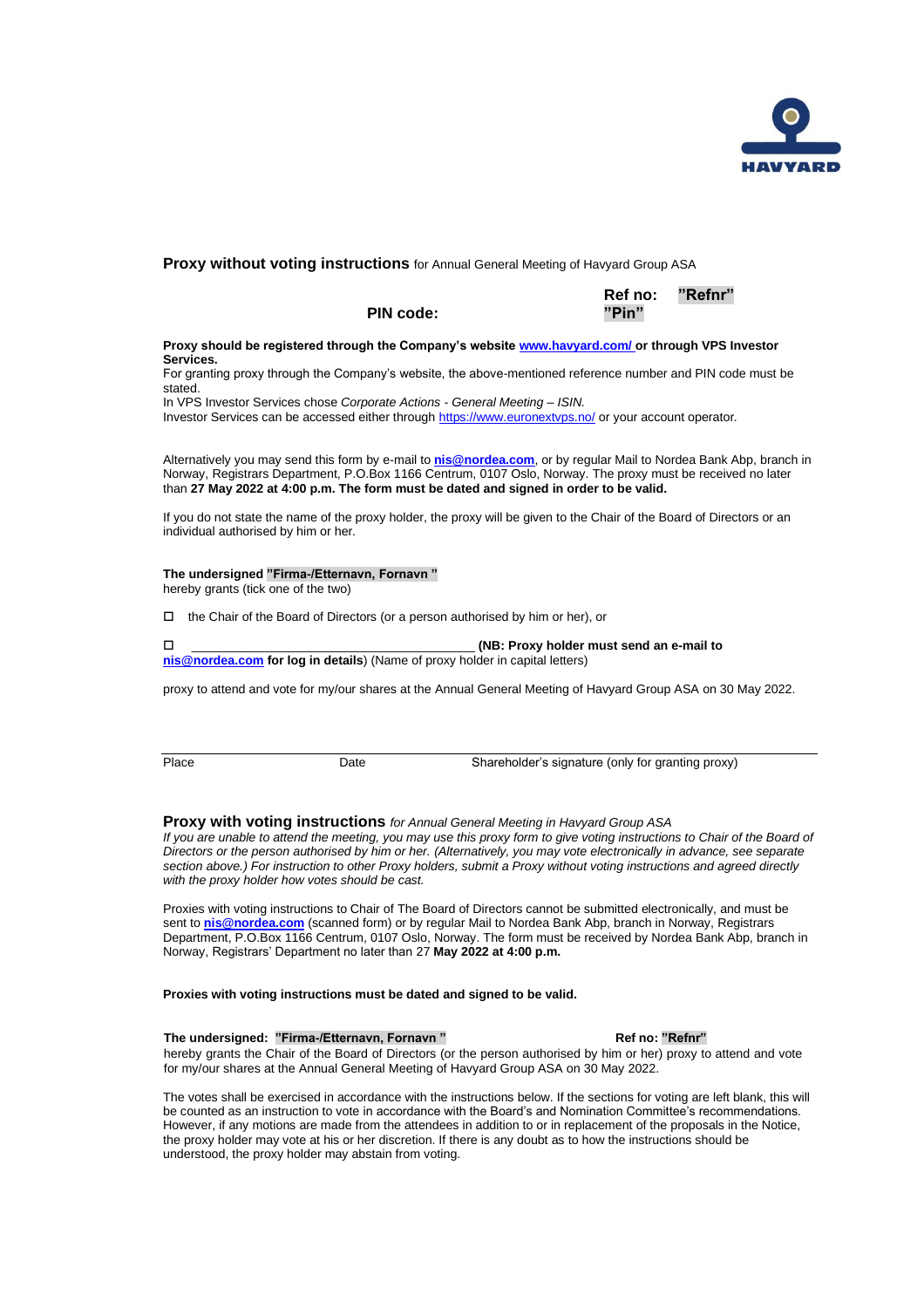**Proxy without voting instructions** for Annual General Meeting of Havyard Group ASA

**Ref no: "Refnr"**

**PIN code: "Pin"**

**Proxy should be registered through the Company's website www.havyard.com/ or through VPS Investor Services.**

For granting proxy through the Company's website, the above-mentioned reference number and PIN code must be stated.

In VPS Investor Services chose *Corporate Actions - General Meeting – ISIN.*

Investor Services can be accessed either through https://www.euronextvps.no/ or your account operator.

Alternatively you may send this form by e-mail to **nis@nordea.com**, or by regular Mail to Nordea Bank Abp, branch in Norway, Registrars Department, P.O.Box 1166 Centrum, 0107 Oslo, Norway. The proxy must be received no later than **27 May 2022 at 4:00 p.m. The form must be dated and signed in order to be valid.**

If you do not state the name of the proxy holder, the proxy will be given to the Chair of the Board of Directors or an individual authorised by him or her.

**The undersigned "Firma-/Etternavn, Fornavn "**
hereby grants (tick one of the two)

☐ the Chair of the Board of Directors (or a person authorised by him or her), or

☐ ________________________________________ **(NB: Proxy holder must send an e-mail to nis@nordea.com for log in details**) (Name of proxy holder in capital letters)

proxy to attend and vote for my/our shares at the Annual General Meeting of Havyard Group ASA on 30 May 2022.

| Place | Date | Shareholder's signature (only for granting proxy) |
|---|---|---|

**Proxy with voting instructions** *for Annual General Meeting in Havyard Group ASA*

*If you are unable to attend the meeting, you may use this proxy form to give voting instructions to Chair of the Board of Directors or the person authorised by him or her. (Alternatively, you may vote electronically in advance, see separate section above.) For instruction to other Proxy holders, submit a Proxy without voting instructions and agreed directly with the proxy holder how votes should be cast.*

Proxies with voting instructions to Chair of The Board of Directors cannot be submitted electronically, and must be sent to **nis@nordea.com** (scanned form) or by regular Mail to Nordea Bank Abp, branch in Norway, Registrars Department, P.O.Box 1166 Centrum, 0107 Oslo, Norway. The form must be received by Nordea Bank Abp, branch in Norway, Registrars' Department no later than 27 **May 2022 at 4:00 p.m.**

**Proxies with voting instructions must be dated and signed to be valid.**

**The undersigned: "Firma-/Etternavn, Fornavn "** **Ref no: "Refnr"**
hereby grants the Chair of the Board of Directors (or the person authorised by him or her) proxy to attend and vote for my/our shares at the Annual General Meeting of Havyard Group ASA on 30 May 2022.

The votes shall be exercised in accordance with the instructions below. If the sections for voting are left blank, this will be counted as an instruction to vote in accordance with the Board's and Nomination Committee's recommendations. However, if any motions are made from the attendees in addition to or in replacement of the proposals in the Notice, the proxy holder may vote at his or her discretion. If there is any doubt as to how the instructions should be understood, the proxy holder may abstain from voting.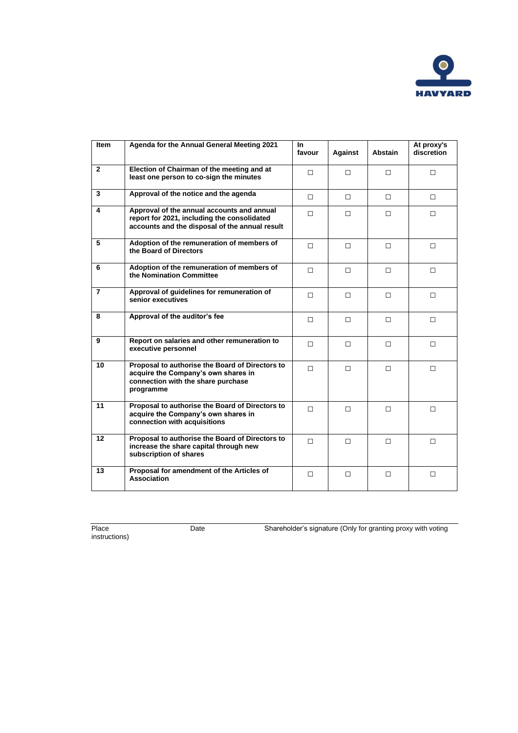HAVYARD

| Item | Agenda for the Annual General Meeting 2021 | In favour | Against | Abstain | At proxy's discretion |
|---|---|---|---|---|---|
| 2 | **Election of Chairman of the meeting and at least one person to co-sign the minutes** | ☐ | ☐ | ☐ | ☐ |
| 3 | **Approval of the notice and the agenda** | ☐ | ☐ | ☐ | ☐ |
| 4 | **Approval of the annual accounts and annual report for 2021, including the consolidated accounts and the disposal of the annual result** | ☐ | ☐ | ☐ | ☐ |
| 5 | **Adoption of the remuneration of members of the Board of Directors** | ☐ | ☐ | ☐ | ☐ |
| 6 | **Adoption of the remuneration of members of the Nomination Committee** | ☐ | ☐ | ☐ | ☐ |
| 7 | **Approval of guidelines for remuneration of senior executives** | ☐ | ☐ | ☐ | ☐ |
| 8 | **Approval of the auditor's fee** | ☐ | ☐ | ☐ | ☐ |
| 9 | **Report on salaries and other remuneration to executive personnel** | ☐ | ☐ | ☐ | ☐ |
| 10 | **Proposal to authorise the Board of Directors to acquire the Company's own shares in connection with the share purchase programme** | ☐ | ☐ | ☐ | ☐ |
| 11 | **Proposal to authorise the Board of Directors to acquire the Company's own shares in connection with acquisitions** | ☐ | ☐ | ☐ | ☐ |
| 12 | **Proposal to authorise the Board of Directors to increase the share capital through new subscription of shares** | ☐ | ☐ | ☐ | ☐ |
| 13 | **Proposal for amendment of the Articles of Association** | ☐ | ☐ | ☐ | ☐ |

Place Date Shareholder's signature (Only for granting proxy with voting instructions)